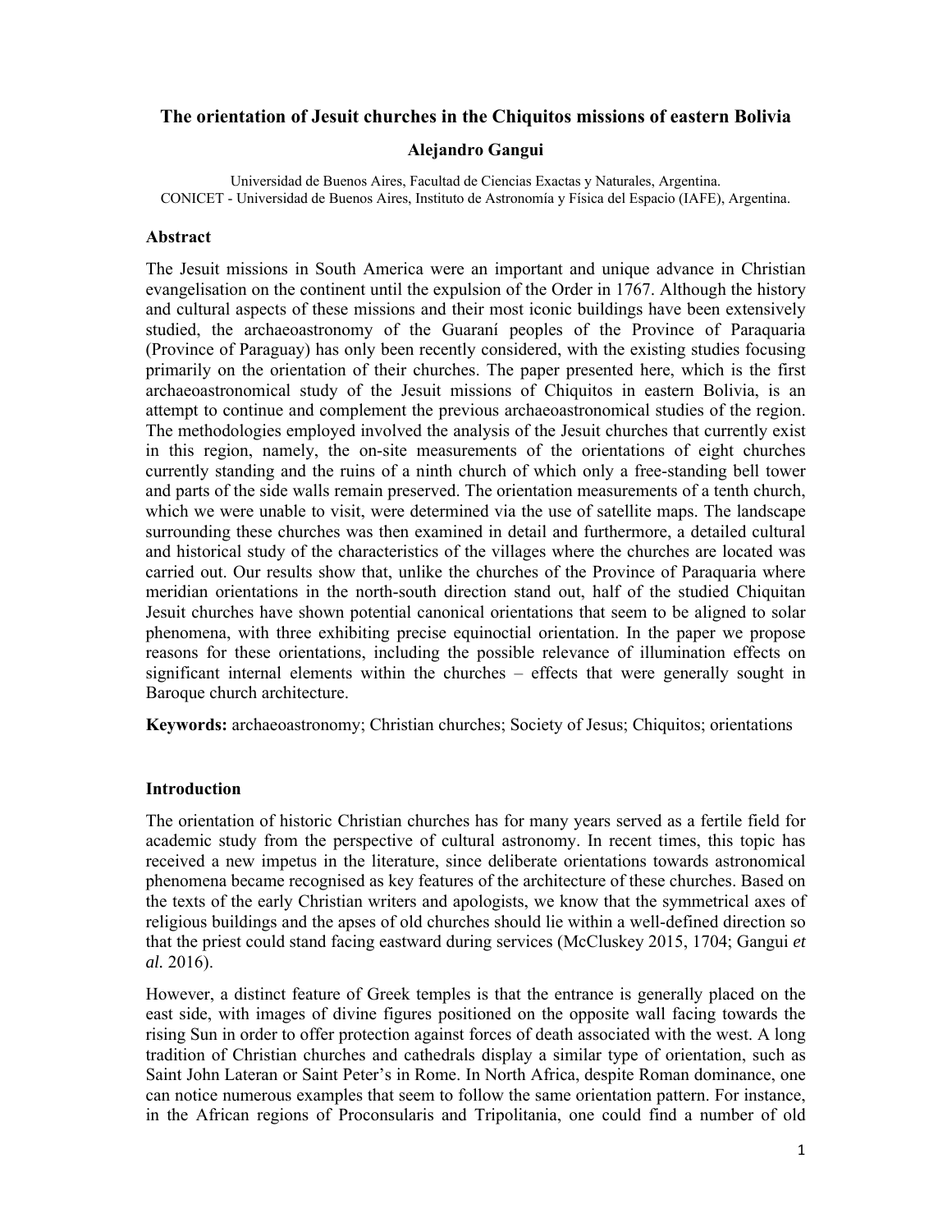# The orientation of Jesuit churches in the Chiquitos missions of eastern Bolivia

**Alejandro Gangui**

Universidad de Buenos Aires, Facultad de Ciencias Exactas y Naturales, Argentina.
CONICET - Universidad de Buenos Aires, Instituto de Astronomía y Física del Espacio (IAFE), Argentina.

## Abstract

The Jesuit missions in South America were an important and unique advance in Christian evangelisation on the continent until the expulsion of the Order in 1767. Although the history and cultural aspects of these missions and their most iconic buildings have been extensively studied, the archaeoastronomy of the Guaraní peoples of the Province of Paraquaria (Province of Paraguay) has only been recently considered, with the existing studies focusing primarily on the orientation of their churches. The paper presented here, which is the first archaeoastronomical study of the Jesuit missions of Chiquitos in eastern Bolivia, is an attempt to continue and complement the previous archaeoastronomical studies of the region. The methodologies employed involved the analysis of the Jesuit churches that currently exist in this region, namely, the on-site measurements of the orientations of eight churches currently standing and the ruins of a ninth church of which only a free-standing bell tower and parts of the side walls remain preserved. The orientation measurements of a tenth church, which we were unable to visit, were determined via the use of satellite maps. The landscape surrounding these churches was then examined in detail and furthermore, a detailed cultural and historical study of the characteristics of the villages where the churches are located was carried out. Our results show that, unlike the churches of the Province of Paraquaria where meridian orientations in the north-south direction stand out, half of the studied Chiquitan Jesuit churches have shown potential canonical orientations that seem to be aligned to solar phenomena, with three exhibiting precise equinoctial orientation. In the paper we propose reasons for these orientations, including the possible relevance of illumination effects on significant internal elements within the churches – effects that were generally sought in Baroque church architecture.

**Keywords:** archaeoastronomy; Christian churches; Society of Jesus; Chiquitos; orientations

## Introduction

The orientation of historic Christian churches has for many years served as a fertile field for academic study from the perspective of cultural astronomy. In recent times, this topic has received a new impetus in the literature, since deliberate orientations towards astronomical phenomena became recognised as key features of the architecture of these churches. Based on the texts of the early Christian writers and apologists, we know that the symmetrical axes of religious buildings and the apses of old churches should lie within a well-defined direction so that the priest could stand facing eastward during services (McCluskey 2015, 1704; Gangui *et al.* 2016).

However, a distinct feature of Greek temples is that the entrance is generally placed on the east side, with images of divine figures positioned on the opposite wall facing towards the rising Sun in order to offer protection against forces of death associated with the west. A long tradition of Christian churches and cathedrals display a similar type of orientation, such as Saint John Lateran or Saint Peter's in Rome. In North Africa, despite Roman dominance, one can notice numerous examples that seem to follow the same orientation pattern. For instance, in the African regions of Proconsularis and Tripolitania, one could find a number of old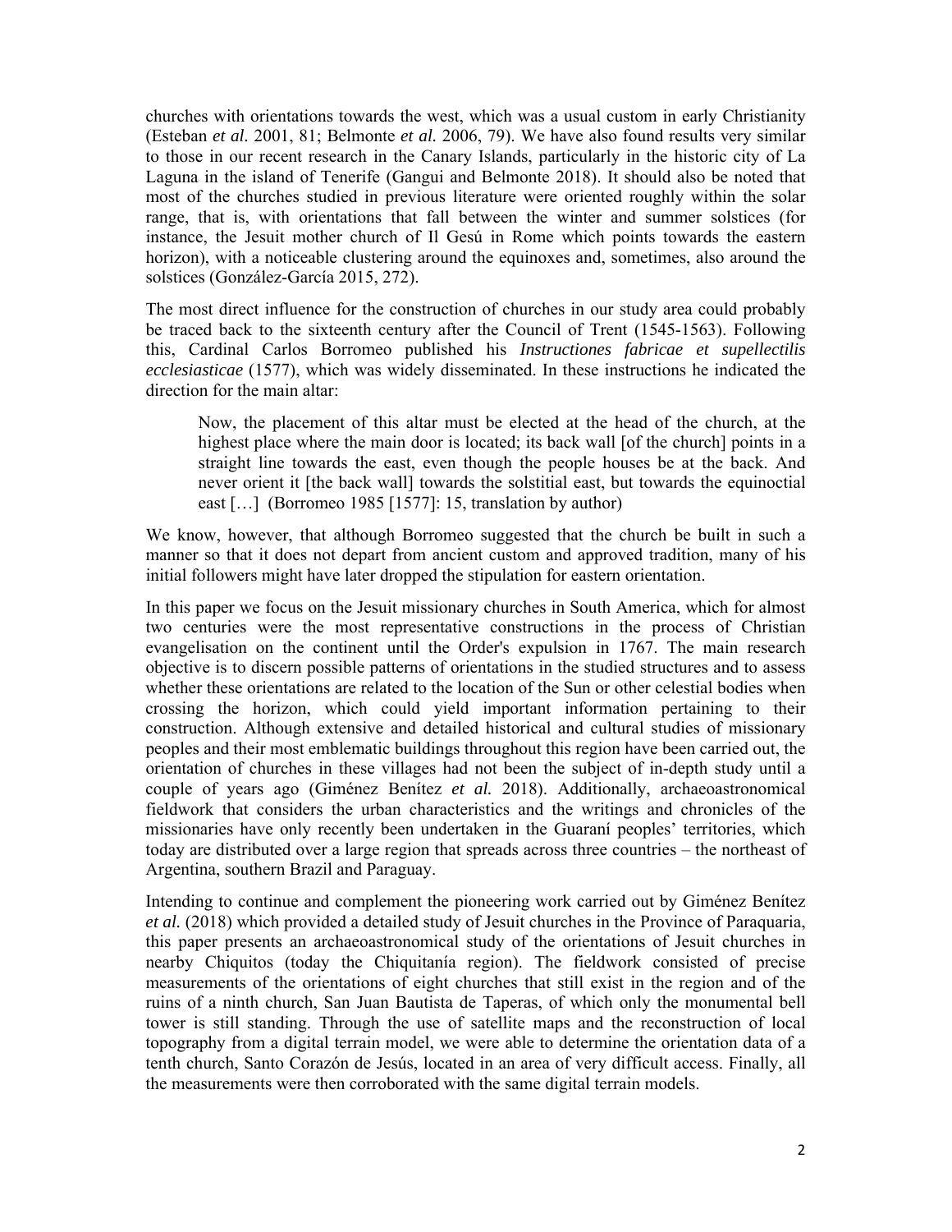churches with orientations towards the west, which was a usual custom in early Christianity (Esteban *et al.* 2001, 81; Belmonte *et al.* 2006, 79). We have also found results very similar to those in our recent research in the Canary Islands, particularly in the historic city of La Laguna in the island of Tenerife (Gangui and Belmonte 2018). It should also be noted that most of the churches studied in previous literature were oriented roughly within the solar range, that is, with orientations that fall between the winter and summer solstices (for instance, the Jesuit mother church of Il Gesú in Rome which points towards the eastern horizon), with a noticeable clustering around the equinoxes and, sometimes, also around the solstices (González-García 2015, 272).

The most direct influence for the construction of churches in our study area could probably be traced back to the sixteenth century after the Council of Trent (1545-1563). Following this, Cardinal Carlos Borromeo published his *Instructiones fabricae et supellectilis ecclesiasticae* (1577), which was widely disseminated. In these instructions he indicated the direction for the main altar:

> Now, the placement of this altar must be elected at the head of the church, at the highest place where the main door is located; its back wall [of the church] points in a straight line towards the east, even though the people houses be at the back. And never orient it [the back wall] towards the solstitial east, but towards the equinoctial east […] (Borromeo 1985 [1577]: 15, translation by author)

We know, however, that although Borromeo suggested that the church be built in such a manner so that it does not depart from ancient custom and approved tradition, many of his initial followers might have later dropped the stipulation for eastern orientation.

In this paper we focus on the Jesuit missionary churches in South America, which for almost two centuries were the most representative constructions in the process of Christian evangelisation on the continent until the Order's expulsion in 1767. The main research objective is to discern possible patterns of orientations in the studied structures and to assess whether these orientations are related to the location of the Sun or other celestial bodies when crossing the horizon, which could yield important information pertaining to their construction. Although extensive and detailed historical and cultural studies of missionary peoples and their most emblematic buildings throughout this region have been carried out, the orientation of churches in these villages had not been the subject of in-depth study until a couple of years ago (Giménez Benítez *et al.* 2018). Additionally, archaeoastronomical fieldwork that considers the urban characteristics and the writings and chronicles of the missionaries have only recently been undertaken in the Guaraní peoples' territories, which today are distributed over a large region that spreads across three countries – the northeast of Argentina, southern Brazil and Paraguay.

Intending to continue and complement the pioneering work carried out by Giménez Benítez *et al.* (2018) which provided a detailed study of Jesuit churches in the Province of Paraquaria, this paper presents an archaeoastronomical study of the orientations of Jesuit churches in nearby Chiquitos (today the Chiquitanía region). The fieldwork consisted of precise measurements of the orientations of eight churches that still exist in the region and of the ruins of a ninth church, San Juan Bautista de Taperas, of which only the monumental bell tower is still standing. Through the use of satellite maps and the reconstruction of local topography from a digital terrain model, we were able to determine the orientation data of a tenth church, Santo Corazón de Jesús, located in an area of very difficult access. Finally, all the measurements were then corroborated with the same digital terrain models.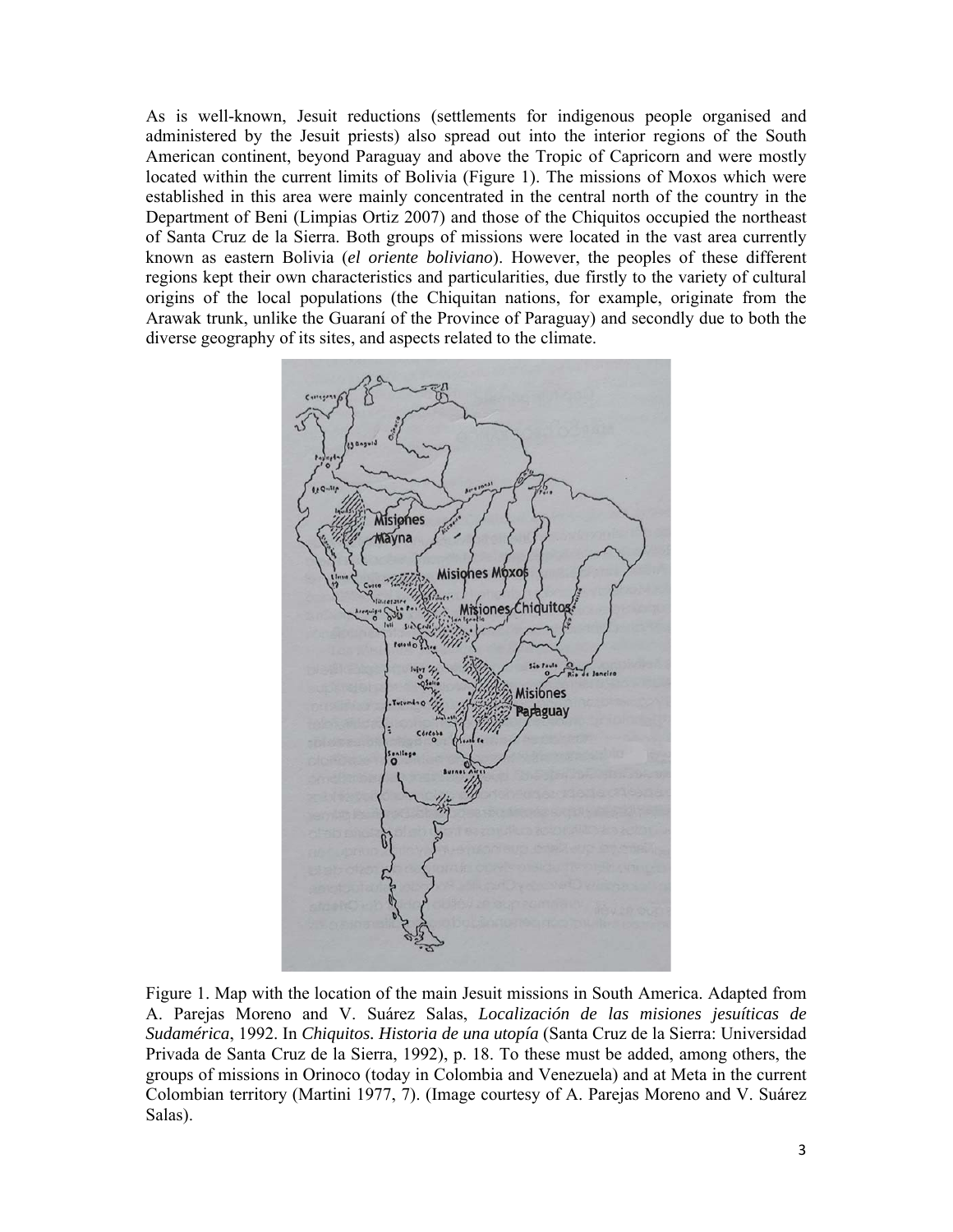As is well-known, Jesuit reductions (settlements for indigenous people organised and administered by the Jesuit priests) also spread out into the interior regions of the South American continent, beyond Paraguay and above the Tropic of Capricorn and were mostly located within the current limits of Bolivia (Figure 1). The missions of Moxos which were established in this area were mainly concentrated in the central north of the country in the Department of Beni (Limpias Ortiz 2007) and those of the Chiquitos occupied the northeast of Santa Cruz de la Sierra. Both groups of missions were located in the vast area currently known as eastern Bolivia (*el oriente boliviano*). However, the peoples of these different regions kept their own characteristics and particularities, due firstly to the variety of cultural origins of the local populations (the Chiquitan nations, for example, originate from the Arawak trunk, unlike the Guaraní of the Province of Paraguay) and secondly due to both the diverse geography of its sites, and aspects related to the climate.

Figure 1. Map with the location of the main Jesuit missions in South America. Adapted from A. Parejas Moreno and V. Suárez Salas, *Localización de las misiones jesuíticas de Sudamérica*, 1992. In *Chiquitos. Historia de una utopía* (Santa Cruz de la Sierra: Universidad Privada de Santa Cruz de la Sierra, 1992), p. 18. To these must be added, among others, the groups of missions in Orinoco (today in Colombia and Venezuela) and at Meta in the current Colombian territory (Martini 1977, 7). (Image courtesy of A. Parejas Moreno and V. Suárez Salas).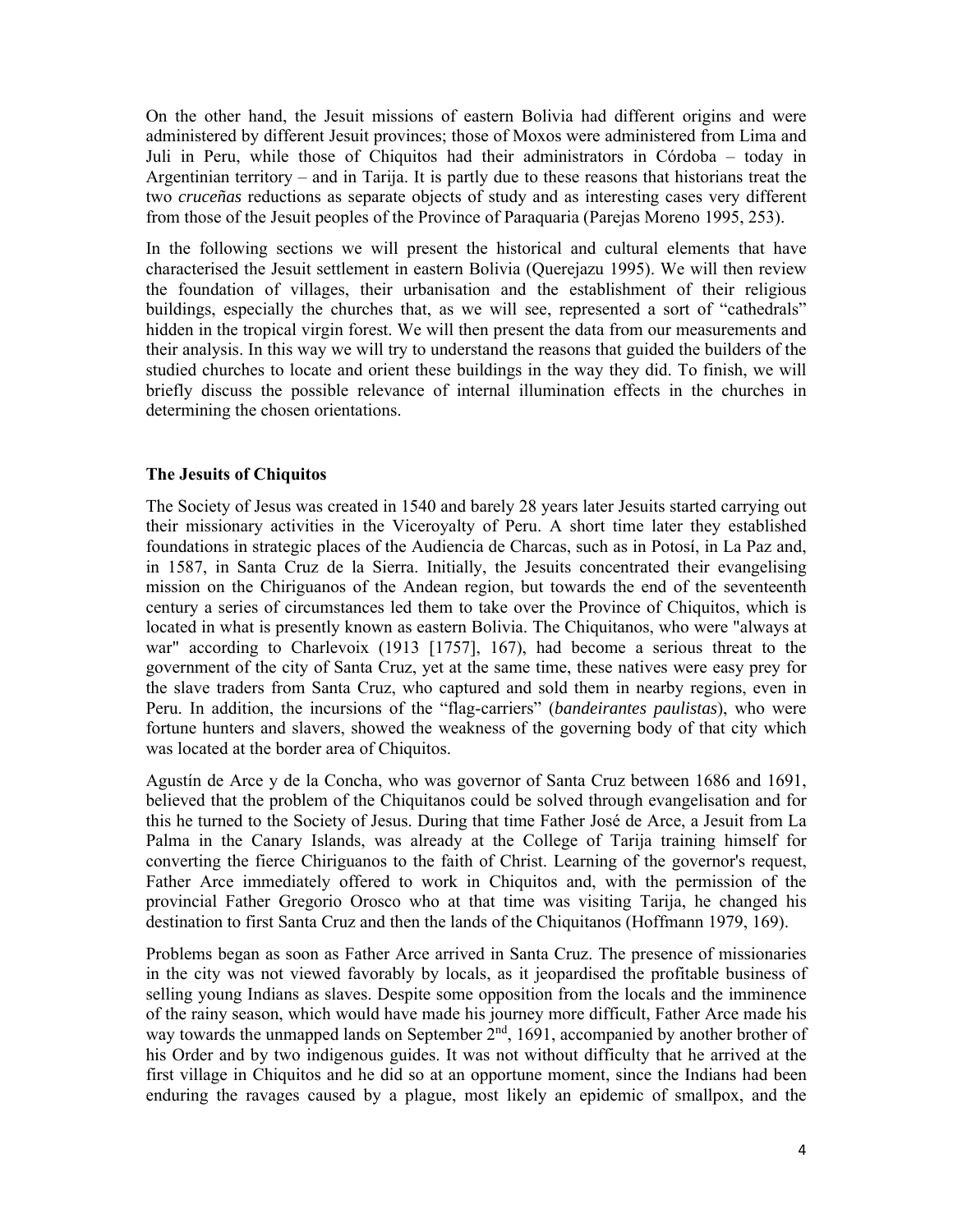On the other hand, the Jesuit missions of eastern Bolivia had different origins and were administered by different Jesuit provinces; those of Moxos were administered from Lima and Juli in Peru, while those of Chiquitos had their administrators in Córdoba – today in Argentinian territory – and in Tarija. It is partly due to these reasons that historians treat the two *cruceñas* reductions as separate objects of study and as interesting cases very different from those of the Jesuit peoples of the Province of Paraquaria (Parejas Moreno 1995, 253).

In the following sections we will present the historical and cultural elements that have characterised the Jesuit settlement in eastern Bolivia (Querejazu 1995). We will then review the foundation of villages, their urbanisation and the establishment of their religious buildings, especially the churches that, as we will see, represented a sort of "cathedrals" hidden in the tropical virgin forest. We will then present the data from our measurements and their analysis. In this way we will try to understand the reasons that guided the builders of the studied churches to locate and orient these buildings in the way they did. To finish, we will briefly discuss the possible relevance of internal illumination effects in the churches in determining the chosen orientations.

## The Jesuits of Chiquitos

The Society of Jesus was created in 1540 and barely 28 years later Jesuits started carrying out their missionary activities in the Viceroyalty of Peru. A short time later they established foundations in strategic places of the Audiencia de Charcas, such as in Potosí, in La Paz and, in 1587, in Santa Cruz de la Sierra. Initially, the Jesuits concentrated their evangelising mission on the Chiriguanos of the Andean region, but towards the end of the seventeenth century a series of circumstances led them to take over the Province of Chiquitos, which is located in what is presently known as eastern Bolivia. The Chiquitanos, who were "always at war" according to Charlevoix (1913 [1757], 167), had become a serious threat to the government of the city of Santa Cruz, yet at the same time, these natives were easy prey for the slave traders from Santa Cruz, who captured and sold them in nearby regions, even in Peru. In addition, the incursions of the "flag-carriers" (*bandeirantes paulistas*), who were fortune hunters and slavers, showed the weakness of the governing body of that city which was located at the border area of Chiquitos.

Agustín de Arce y de la Concha, who was governor of Santa Cruz between 1686 and 1691, believed that the problem of the Chiquitanos could be solved through evangelisation and for this he turned to the Society of Jesus. During that time Father José de Arce, a Jesuit from La Palma in the Canary Islands, was already at the College of Tarija training himself for converting the fierce Chiriguanos to the faith of Christ. Learning of the governor's request, Father Arce immediately offered to work in Chiquitos and, with the permission of the provincial Father Gregorio Orosco who at that time was visiting Tarija, he changed his destination to first Santa Cruz and then the lands of the Chiquitanos (Hoffmann 1979, 169).

Problems began as soon as Father Arce arrived in Santa Cruz. The presence of missionaries in the city was not viewed favorably by locals, as it jeopardised the profitable business of selling young Indians as slaves. Despite some opposition from the locals and the imminence of the rainy season, which would have made his journey more difficult, Father Arce made his way towards the unmapped lands on September 2nd, 1691, accompanied by another brother of his Order and by two indigenous guides. It was not without difficulty that he arrived at the first village in Chiquitos and he did so at an opportune moment, since the Indians had been enduring the ravages caused by a plague, most likely an epidemic of smallpox, and the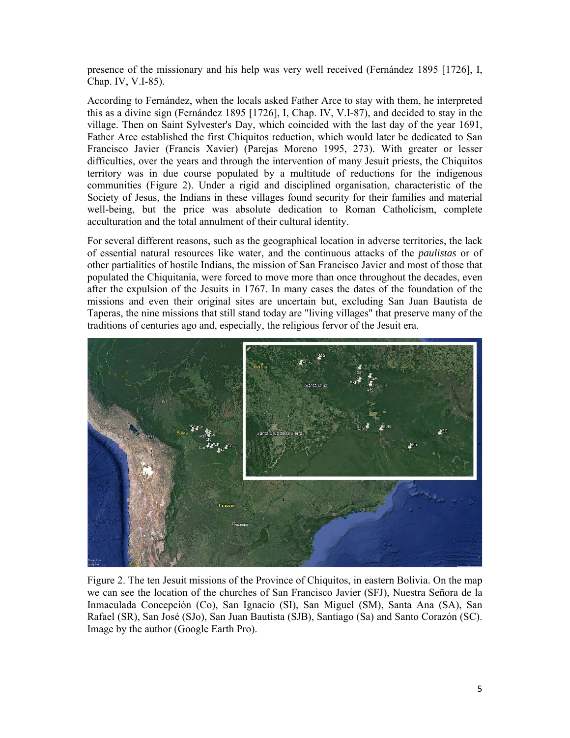presence of the missionary and his help was very well received (Fernández 1895 [1726], I, Chap. IV, V.I-85).

According to Fernández, when the locals asked Father Arce to stay with them, he interpreted this as a divine sign (Fernández 1895 [1726], I, Chap. IV, V.I-87), and decided to stay in the village. Then on Saint Sylvester's Day, which coincided with the last day of the year 1691, Father Arce established the first Chiquitos reduction, which would later be dedicated to San Francisco Javier (Francis Xavier) (Parejas Moreno 1995, 273). With greater or lesser difficulties, over the years and through the intervention of many Jesuit priests, the Chiquitos territory was in due course populated by a multitude of reductions for the indigenous communities (Figure 2). Under a rigid and disciplined organisation, characteristic of the Society of Jesus, the Indians in these villages found security for their families and material well-being, but the price was absolute dedication to Roman Catholicism, complete acculturation and the total annulment of their cultural identity.

For several different reasons, such as the geographical location in adverse territories, the lack of essential natural resources like water, and the continuous attacks of the *paulistas* or of other partialities of hostile Indians, the mission of San Francisco Javier and most of those that populated the Chiquitanía, were forced to move more than once throughout the decades, even after the expulsion of the Jesuits in 1767. In many cases the dates of the foundation of the missions and even their original sites are uncertain but, excluding San Juan Bautista de Taperas, the nine missions that still stand today are "living villages" that preserve many of the traditions of centuries ago and, especially, the religious fervor of the Jesuit era.

Figure 2. The ten Jesuit missions of the Province of Chiquitos, in eastern Bolivia. On the map we can see the location of the churches of San Francisco Javier (SFJ), Nuestra Señora de la Inmaculada Concepción (Co), San Ignacio (SI), San Miguel (SM), Santa Ana (SA), San Rafael (SR), San José (SJo), San Juan Bautista (SJB), Santiago (Sa) and Santo Corazón (SC). Image by the author (Google Earth Pro).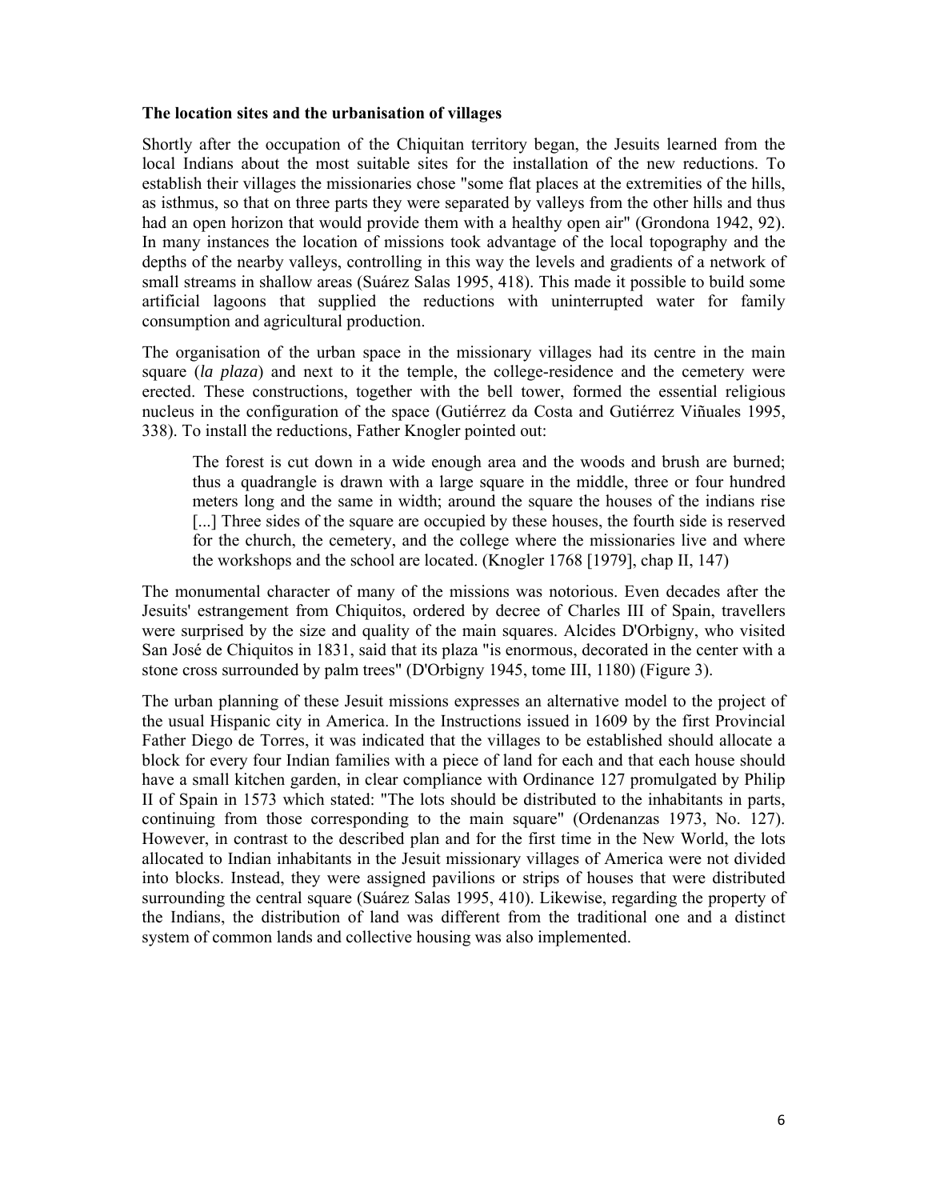**The location sites and the urbanisation of villages**

Shortly after the occupation of the Chiquitan territory began, the Jesuits learned from the local Indians about the most suitable sites for the installation of the new reductions. To establish their villages the missionaries chose "some flat places at the extremities of the hills, as isthmus, so that on three parts they were separated by valleys from the other hills and thus had an open horizon that would provide them with a healthy open air" (Grondona 1942, 92). In many instances the location of missions took advantage of the local topography and the depths of the nearby valleys, controlling in this way the levels and gradients of a network of small streams in shallow areas (Suárez Salas 1995, 418). This made it possible to build some artificial lagoons that supplied the reductions with uninterrupted water for family consumption and agricultural production.

The organisation of the urban space in the missionary villages had its centre in the main square (*la plaza*) and next to it the temple, the college-residence and the cemetery were erected. These constructions, together with the bell tower, formed the essential religious nucleus in the configuration of the space (Gutiérrez da Costa and Gutiérrez Viñuales 1995, 338). To install the reductions, Father Knogler pointed out:

> The forest is cut down in a wide enough area and the woods and brush are burned; thus a quadrangle is drawn with a large square in the middle, three or four hundred meters long and the same in width; around the square the houses of the indians rise [...] Three sides of the square are occupied by these houses, the fourth side is reserved for the church, the cemetery, and the college where the missionaries live and where the workshops and the school are located. (Knogler 1768 [1979], chap II, 147)

The monumental character of many of the missions was notorious. Even decades after the Jesuits' estrangement from Chiquitos, ordered by decree of Charles III of Spain, travellers were surprised by the size and quality of the main squares. Alcides D'Orbigny, who visited San José de Chiquitos in 1831, said that its plaza "is enormous, decorated in the center with a stone cross surrounded by palm trees" (D'Orbigny 1945, tome III, 1180) (Figure 3).

The urban planning of these Jesuit missions expresses an alternative model to the project of the usual Hispanic city in America. In the Instructions issued in 1609 by the first Provincial Father Diego de Torres, it was indicated that the villages to be established should allocate a block for every four Indian families with a piece of land for each and that each house should have a small kitchen garden, in clear compliance with Ordinance 127 promulgated by Philip II of Spain in 1573 which stated: "The lots should be distributed to the inhabitants in parts, continuing from those corresponding to the main square" (Ordenanzas 1973, No. 127). However, in contrast to the described plan and for the first time in the New World, the lots allocated to Indian inhabitants in the Jesuit missionary villages of America were not divided into blocks. Instead, they were assigned pavilions or strips of houses that were distributed surrounding the central square (Suárez Salas 1995, 410). Likewise, regarding the property of the Indians, the distribution of land was different from the traditional one and a distinct system of common lands and collective housing was also implemented.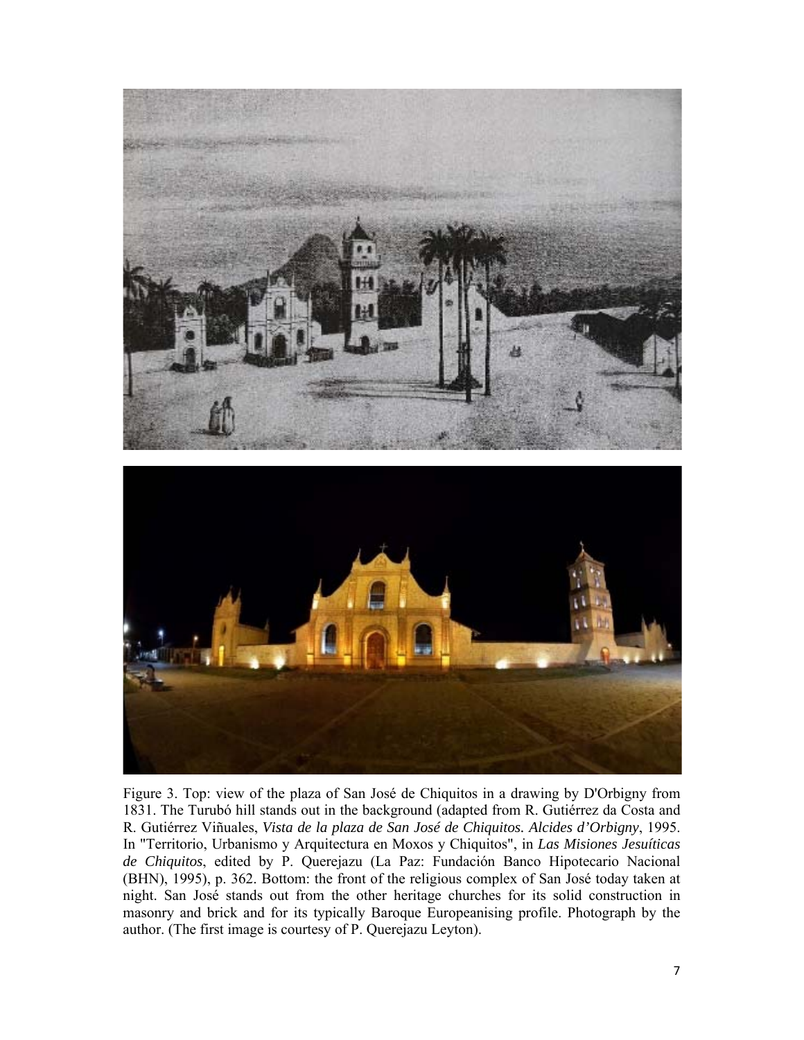Figure 3. Top: view of the plaza of San José de Chiquitos in a drawing by D'Orbigny from 1831. The Turubó hill stands out in the background (adapted from R. Gutiérrez da Costa and R. Gutiérrez Viñuales, *Vista de la plaza de San José de Chiquitos. Alcides d'Orbigny*, 1995. In "Territorio, Urbanismo y Arquitectura en Moxos y Chiquitos", in *Las Misiones Jesuíticas de Chiquitos*, edited by P. Querejazu (La Paz: Fundación Banco Hipotecario Nacional (BHN), 1995), p. 362. Bottom: the front of the religious complex of San José today taken at night. San José stands out from the other heritage churches for its solid construction in masonry and brick and for its typically Baroque Europeanising profile. Photograph by the author. (The first image is courtesy of P. Querejazu Leyton).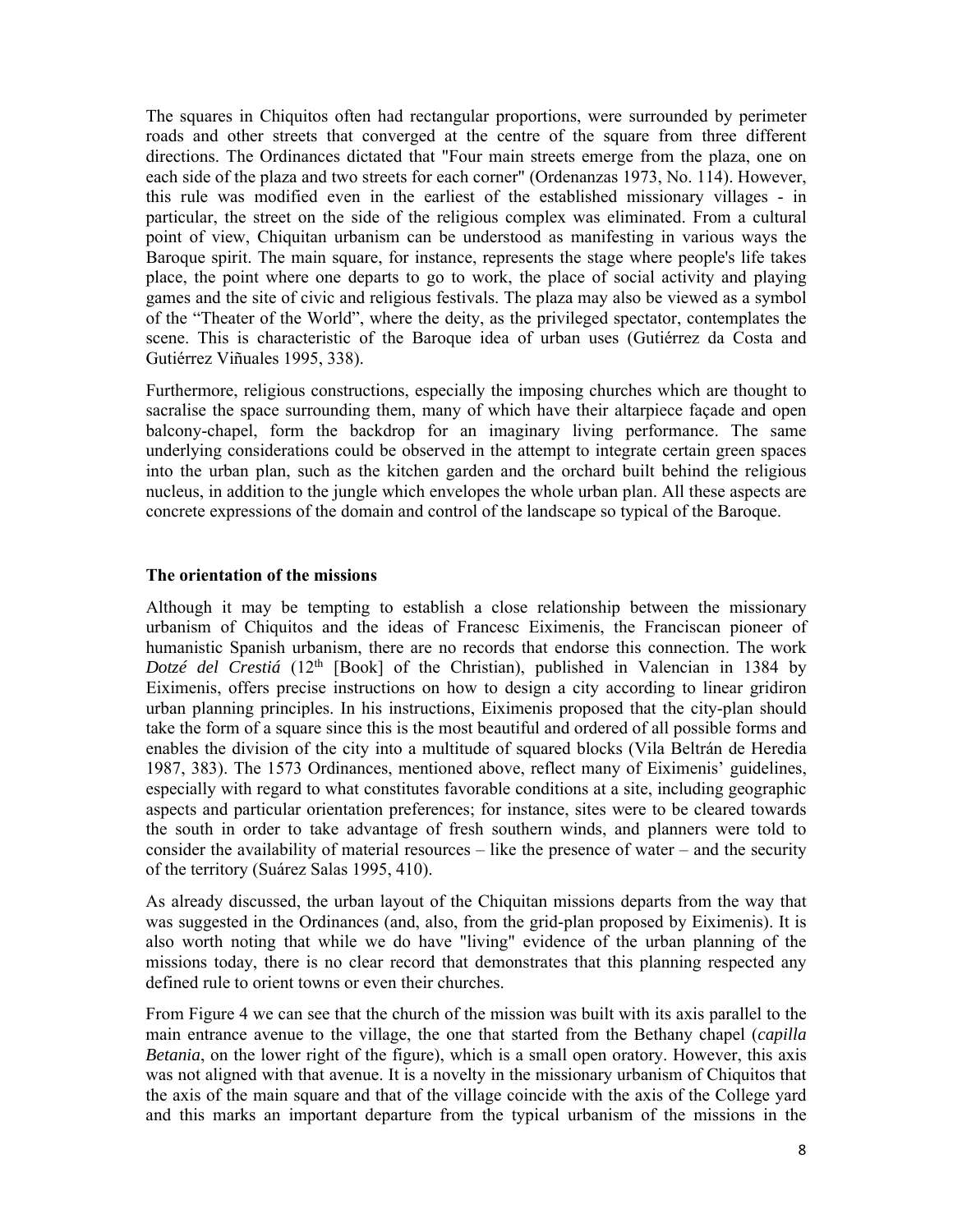The squares in Chiquitos often had rectangular proportions, were surrounded by perimeter roads and other streets that converged at the centre of the square from three different directions. The Ordinances dictated that "Four main streets emerge from the plaza, one on each side of the plaza and two streets for each corner" (Ordenanzas 1973, No. 114). However, this rule was modified even in the earliest of the established missionary villages - in particular, the street on the side of the religious complex was eliminated. From a cultural point of view, Chiquitan urbanism can be understood as manifesting in various ways the Baroque spirit. The main square, for instance, represents the stage where people's life takes place, the point where one departs to go to work, the place of social activity and playing games and the site of civic and religious festivals. The plaza may also be viewed as a symbol of the "Theater of the World", where the deity, as the privileged spectator, contemplates the scene. This is characteristic of the Baroque idea of urban uses (Gutiérrez da Costa and Gutiérrez Viñuales 1995, 338).

Furthermore, religious constructions, especially the imposing churches which are thought to sacralise the space surrounding them, many of which have their altarpiece façade and open balcony-chapel, form the backdrop for an imaginary living performance. The same underlying considerations could be observed in the attempt to integrate certain green spaces into the urban plan, such as the kitchen garden and the orchard built behind the religious nucleus, in addition to the jungle which envelopes the whole urban plan. All these aspects are concrete expressions of the domain and control of the landscape so typical of the Baroque.

**The orientation of the missions**

Although it may be tempting to establish a close relationship between the missionary urbanism of Chiquitos and the ideas of Francesc Eiximenis, the Franciscan pioneer of humanistic Spanish urbanism, there are no records that endorse this connection. The work *Dotzé del Crestiá* (12th [Book] of the Christian), published in Valencian in 1384 by Eiximenis, offers precise instructions on how to design a city according to linear gridiron urban planning principles. In his instructions, Eiximenis proposed that the city-plan should take the form of a square since this is the most beautiful and ordered of all possible forms and enables the division of the city into a multitude of squared blocks (Vila Beltrán de Heredia 1987, 383). The 1573 Ordinances, mentioned above, reflect many of Eiximenis' guidelines, especially with regard to what constitutes favorable conditions at a site, including geographic aspects and particular orientation preferences; for instance, sites were to be cleared towards the south in order to take advantage of fresh southern winds, and planners were told to consider the availability of material resources – like the presence of water – and the security of the territory (Suárez Salas 1995, 410).

As already discussed, the urban layout of the Chiquitan missions departs from the way that was suggested in the Ordinances (and, also, from the grid-plan proposed by Eiximenis). It is also worth noting that while we do have "living" evidence of the urban planning of the missions today, there is no clear record that demonstrates that this planning respected any defined rule to orient towns or even their churches.

From Figure 4 we can see that the church of the mission was built with its axis parallel to the main entrance avenue to the village, the one that started from the Bethany chapel (*capilla Betania*, on the lower right of the figure), which is a small open oratory. However, this axis was not aligned with that avenue. It is a novelty in the missionary urbanism of Chiquitos that the axis of the main square and that of the village coincide with the axis of the College yard and this marks an important departure from the typical urbanism of the missions in the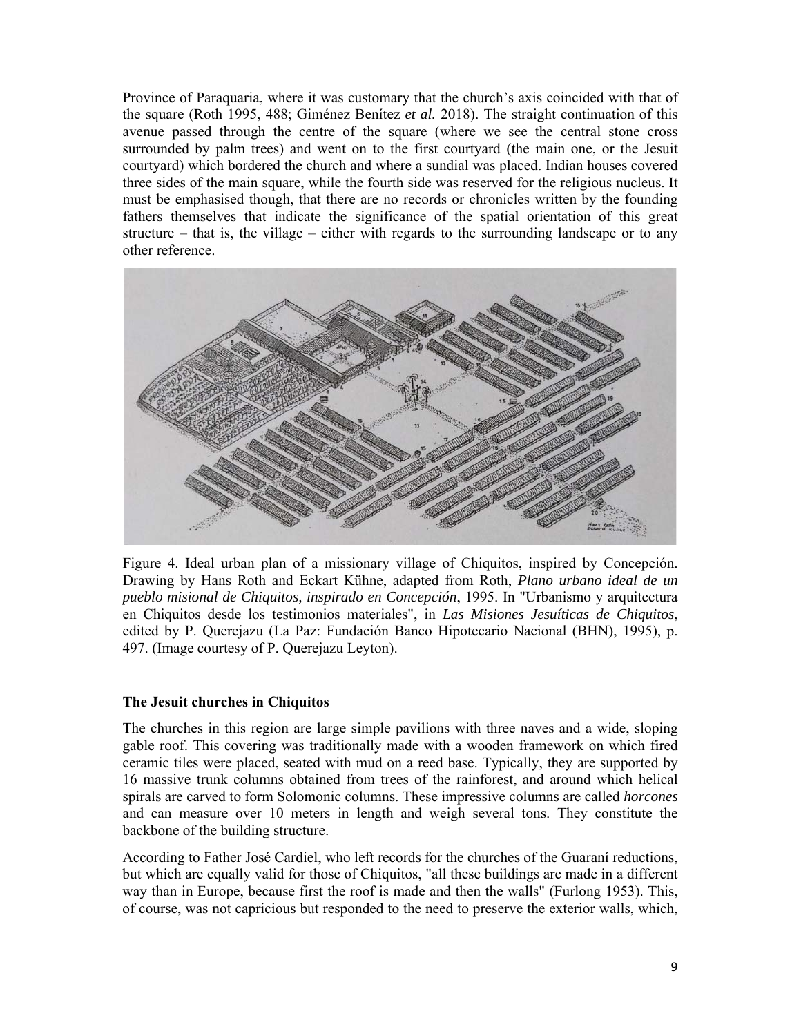Province of Paraquaria, where it was customary that the church's axis coincided with that of the square (Roth 1995, 488; Giménez Benítez *et al.* 2018). The straight continuation of this avenue passed through the centre of the square (where we see the central stone cross surrounded by palm trees) and went on to the first courtyard (the main one, or the Jesuit courtyard) which bordered the church and where a sundial was placed. Indian houses covered three sides of the main square, while the fourth side was reserved for the religious nucleus. It must be emphasised though, that there are no records or chronicles written by the founding fathers themselves that indicate the significance of the spatial orientation of this great structure – that is, the village – either with regards to the surrounding landscape or to any other reference.

Figure 4. Ideal urban plan of a missionary village of Chiquitos, inspired by Concepción. Drawing by Hans Roth and Eckart Kühne, adapted from Roth, *Plano urbano ideal de un pueblo misional de Chiquitos, inspirado en Concepción*, 1995. In "Urbanismo y arquitectura en Chiquitos desde los testimonios materiales", in *Las Misiones Jesuíticas de Chiquitos*, edited by P. Querejazu (La Paz: Fundación Banco Hipotecario Nacional (BHN), 1995), p. 497. (Image courtesy of P. Querejazu Leyton).

**The Jesuit churches in Chiquitos**

The churches in this region are large simple pavilions with three naves and a wide, sloping gable roof. This covering was traditionally made with a wooden framework on which fired ceramic tiles were placed, seated with mud on a reed base. Typically, they are supported by 16 massive trunk columns obtained from trees of the rainforest, and around which helical spirals are carved to form Solomonic columns. These impressive columns are called *horcones* and can measure over 10 meters in length and weigh several tons. They constitute the backbone of the building structure.

According to Father José Cardiel, who left records for the churches of the Guaraní reductions, but which are equally valid for those of Chiquitos, "all these buildings are made in a different way than in Europe, because first the roof is made and then the walls" (Furlong 1953). This, of course, was not capricious but responded to the need to preserve the exterior walls, which,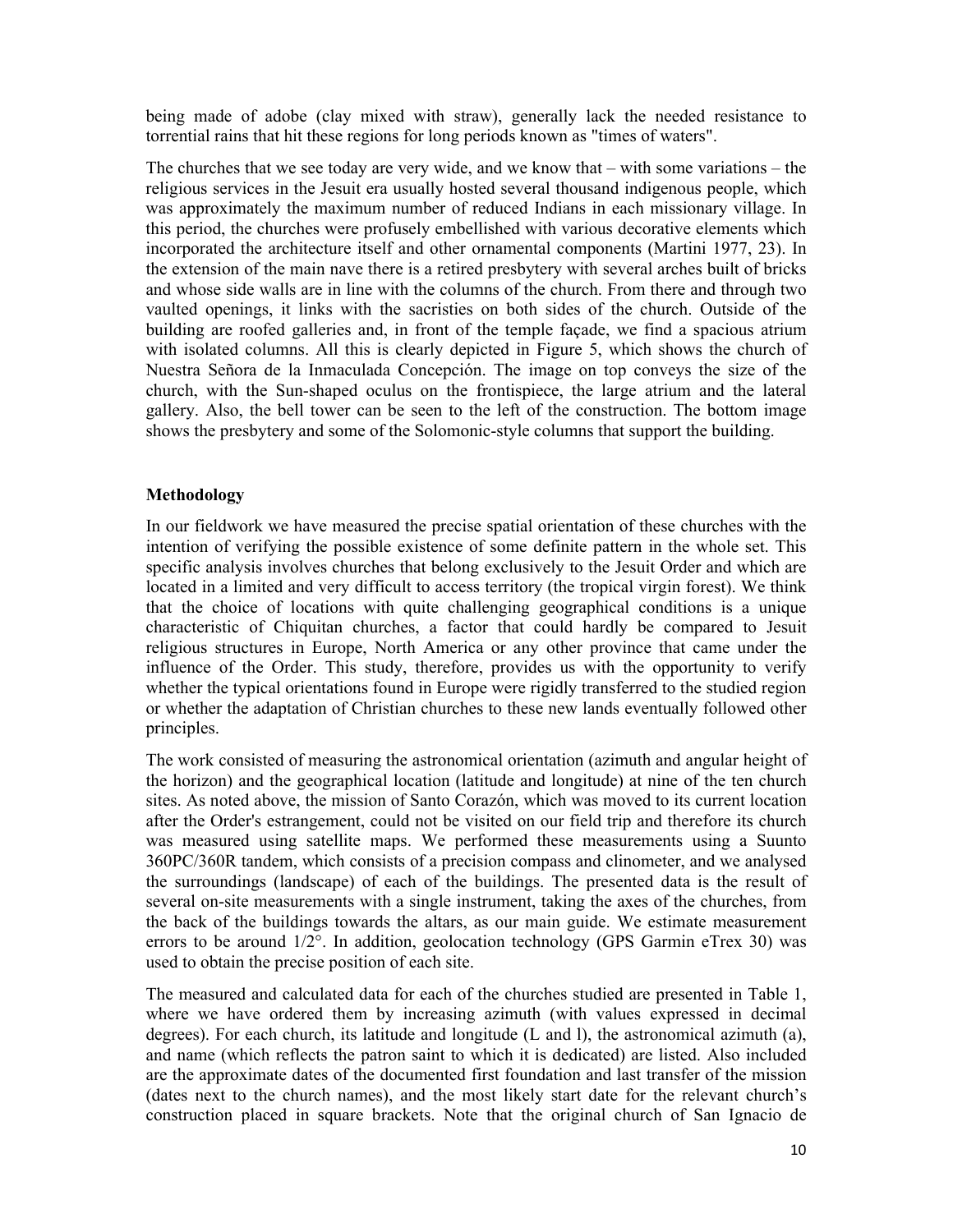being made of adobe (clay mixed with straw), generally lack the needed resistance to torrential rains that hit these regions for long periods known as "times of waters".

The churches that we see today are very wide, and we know that – with some variations – the religious services in the Jesuit era usually hosted several thousand indigenous people, which was approximately the maximum number of reduced Indians in each missionary village. In this period, the churches were profusely embellished with various decorative elements which incorporated the architecture itself and other ornamental components (Martini 1977, 23). In the extension of the main nave there is a retired presbytery with several arches built of bricks and whose side walls are in line with the columns of the church. From there and through two vaulted openings, it links with the sacristies on both sides of the church. Outside of the building are roofed galleries and, in front of the temple façade, we find a spacious atrium with isolated columns. All this is clearly depicted in Figure 5, which shows the church of Nuestra Señora de la Inmaculada Concepción. The image on top conveys the size of the church, with the Sun-shaped oculus on the frontispiece, the large atrium and the lateral gallery. Also, the bell tower can be seen to the left of the construction. The bottom image shows the presbytery and some of the Solomonic-style columns that support the building.

## Methodology

In our fieldwork we have measured the precise spatial orientation of these churches with the intention of verifying the possible existence of some definite pattern in the whole set. This specific analysis involves churches that belong exclusively to the Jesuit Order and which are located in a limited and very difficult to access territory (the tropical virgin forest). We think that the choice of locations with quite challenging geographical conditions is a unique characteristic of Chiquitan churches, a factor that could hardly be compared to Jesuit religious structures in Europe, North America or any other province that came under the influence of the Order. This study, therefore, provides us with the opportunity to verify whether the typical orientations found in Europe were rigidly transferred to the studied region or whether the adaptation of Christian churches to these new lands eventually followed other principles.

The work consisted of measuring the astronomical orientation (azimuth and angular height of the horizon) and the geographical location (latitude and longitude) at nine of the ten church sites. As noted above, the mission of Santo Corazón, which was moved to its current location after the Order's estrangement, could not be visited on our field trip and therefore its church was measured using satellite maps. We performed these measurements using a Suunto 360PC/360R tandem, which consists of a precision compass and clinometer, and we analysed the surroundings (landscape) of each of the buildings. The presented data is the result of several on-site measurements with a single instrument, taking the axes of the churches, from the back of the buildings towards the altars, as our main guide. We estimate measurement errors to be around 1/2°. In addition, geolocation technology (GPS Garmin eTrex 30) was used to obtain the precise position of each site.

The measured and calculated data for each of the churches studied are presented in Table 1, where we have ordered them by increasing azimuth (with values expressed in decimal degrees). For each church, its latitude and longitude (L and l), the astronomical azimuth (a), and name (which reflects the patron saint to which it is dedicated) are listed. Also included are the approximate dates of the documented first foundation and last transfer of the mission (dates next to the church names), and the most likely start date for the relevant church's construction placed in square brackets. Note that the original church of San Ignacio de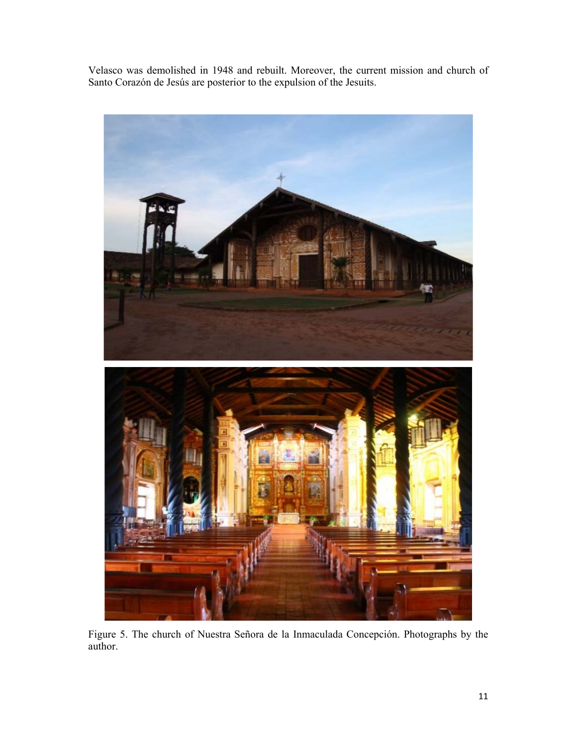Velasco was demolished in 1948 and rebuilt. Moreover, the current mission and church of Santo Corazón de Jesús are posterior to the expulsion of the Jesuits.

Figure 5. The church of Nuestra Señora de la Inmaculada Concepción. Photographs by the author.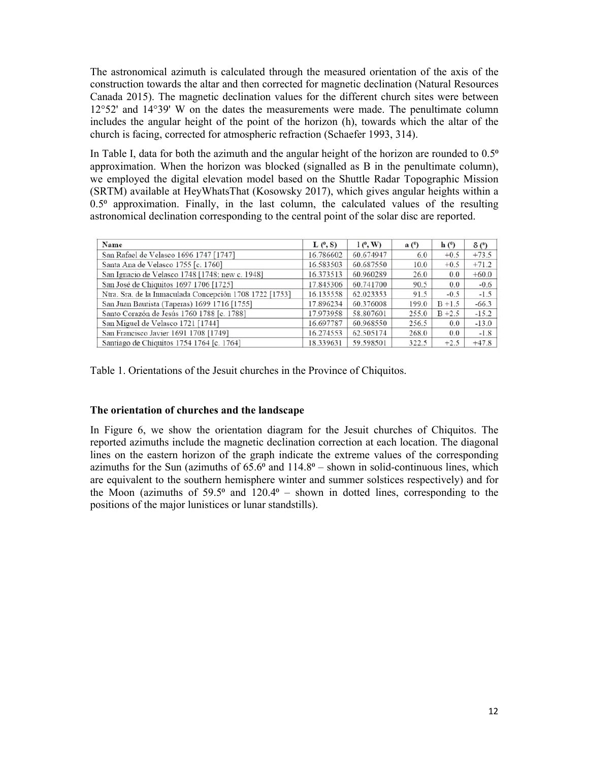The astronomical azimuth is calculated through the measured orientation of the axis of the construction towards the altar and then corrected for magnetic declination (Natural Resources Canada 2015). The magnetic declination values for the different church sites were between 12°52' and 14°39' W on the dates the measurements were made. The penultimate column includes the angular height of the point of the horizon (h), towards which the altar of the church is facing, corrected for atmospheric refraction (Schaefer 1993, 314).

In Table I, data for both the azimuth and the angular height of the horizon are rounded to 0.5º approximation. When the horizon was blocked (signalled as B in the penultimate column), we employed the digital elevation model based on the Shuttle Radar Topographic Mission (SRTM) available at HeyWhatsThat (Kosowsky 2017), which gives angular heights within a 0.5º approximation. Finally, in the last column, the calculated values of the resulting astronomical declination corresponding to the central point of the solar disc are reported.

| Name | L (º, S) | l (º, W) | a (º) | h (º) | δ (º) |
|---|---|---|---|---|---|
| San Rafael de Velasco 1696 1747 [1747] | 16.786602 | 60.674947 | 6.0 | +0.5 | +73.5 |
| Santa Ana de Velasco 1755 [c. 1760] | 16.583503 | 60.687550 | 10.0 | +0.5 | +71.2 |
| San Ignacio de Velasco 1748 [1748; new c. 1948] | 16.373513 | 60.960289 | 26.0 | 0.0 | +60.0 |
| San José de Chiquitos 1697 1706 [1725] | 17.845306 | 60.741700 | 90.5 | 0.0 | -0.6 |
| Ntra. Sra. de la Inmaculada Concepción 1708 1722 [1753] | 16.135558 | 62.023353 | 91.5 | -0.5 | -1.5 |
| San Juan Bautista (Taperas) 1699 1716 [1755] | 17.896234 | 60.376008 | 199.0 | B +1.5 | -66.3 |
| Santo Corazón de Jesús 1760 1788 [c. 1788] | 17.973958 | 58.807601 | 255.0 | B +2.5 | -15.2 |
| San Miguel de Velasco 1721 [1744] | 16.697787 | 60.968550 | 256.5 | 0.0 | -13.0 |
| San Francisco Javier 1691 1708 [1749] | 16.274553 | 62.505174 | 268.0 | 0.0 | -1.8 |
| Santiago de Chiquitos 1754 1764 [c. 1764] | 18.339631 | 59.598501 | 322.5 | +2.5 | +47.8 |

Table 1. Orientations of the Jesuit churches in the Province of Chiquitos.

**The orientation of churches and the landscape**

In Figure 6, we show the orientation diagram for the Jesuit churches of Chiquitos. The reported azimuths include the magnetic declination correction at each location. The diagonal lines on the eastern horizon of the graph indicate the extreme values of the corresponding azimuths for the Sun (azimuths of 65.6º and 114.8º – shown in solid-continuous lines, which are equivalent to the southern hemisphere winter and summer solstices respectively) and for the Moon (azimuths of 59.5º and 120.4º – shown in dotted lines, corresponding to the positions of the major lunistices or lunar standstills).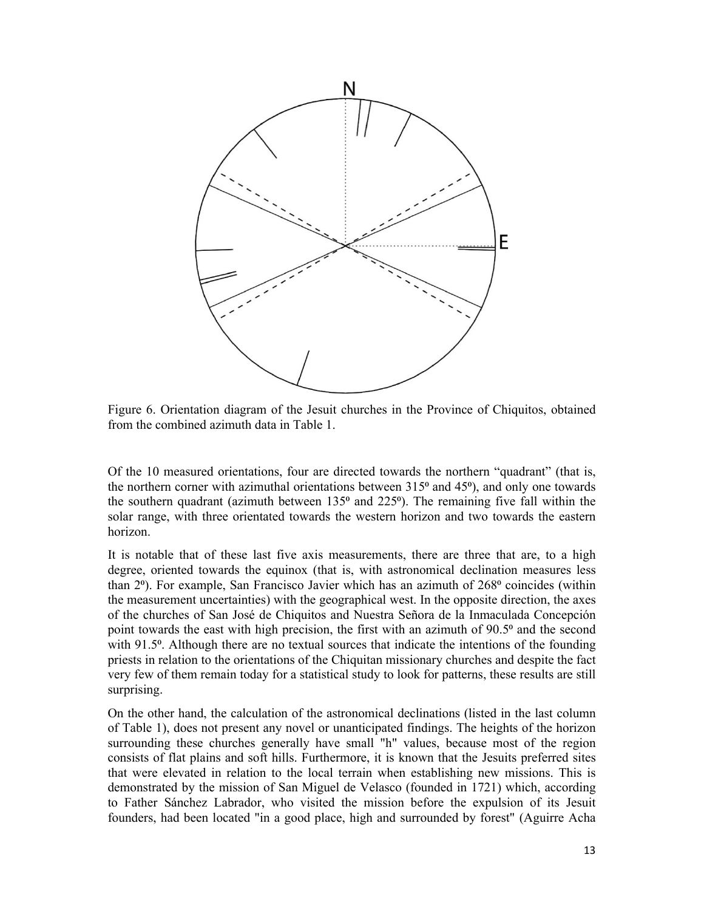Figure 6. Orientation diagram of the Jesuit churches in the Province of Chiquitos, obtained from the combined azimuth data in Table 1.

Of the 10 measured orientations, four are directed towards the northern "quadrant" (that is, the northern corner with azimuthal orientations between 315º and 45º), and only one towards the southern quadrant (azimuth between 135º and 225º). The remaining five fall within the solar range, with three orientated towards the western horizon and two towards the eastern horizon.

It is notable that of these last five axis measurements, there are three that are, to a high degree, oriented towards the equinox (that is, with astronomical declination measures less than 2º). For example, San Francisco Javier which has an azimuth of 268º coincides (within the measurement uncertainties) with the geographical west. In the opposite direction, the axes of the churches of San José de Chiquitos and Nuestra Señora de la Inmaculada Concepción point towards the east with high precision, the first with an azimuth of 90.5º and the second with 91.5º. Although there are no textual sources that indicate the intentions of the founding priests in relation to the orientations of the Chiquitan missionary churches and despite the fact very few of them remain today for a statistical study to look for patterns, these results are still surprising.

On the other hand, the calculation of the astronomical declinations (listed in the last column of Table 1), does not present any novel or unanticipated findings. The heights of the horizon surrounding these churches generally have small "h" values, because most of the region consists of flat plains and soft hills. Furthermore, it is known that the Jesuits preferred sites that were elevated in relation to the local terrain when establishing new missions. This is demonstrated by the mission of San Miguel de Velasco (founded in 1721) which, according to Father Sánchez Labrador, who visited the mission before the expulsion of its Jesuit founders, had been located "in a good place, high and surrounded by forest" (Aguirre Acha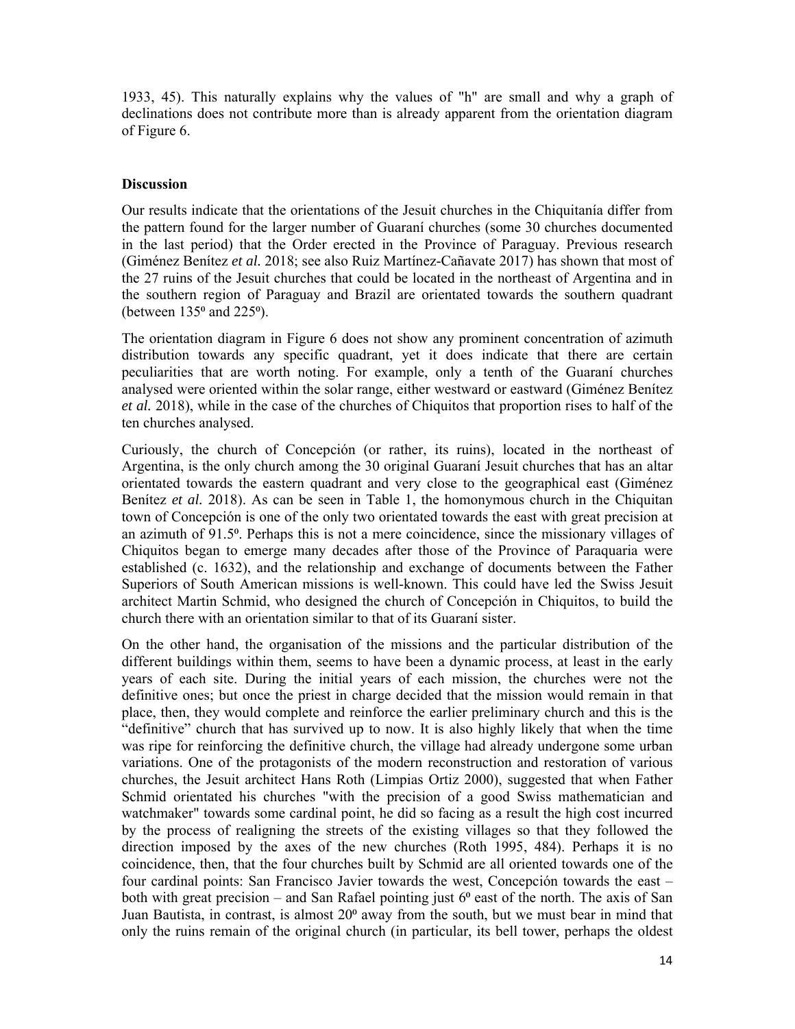1933, 45). This naturally explains why the values of "h" are small and why a graph of declinations does not contribute more than is already apparent from the orientation diagram of Figure 6.

**Discussion**

Our results indicate that the orientations of the Jesuit churches in the Chiquitanía differ from the pattern found for the larger number of Guaraní churches (some 30 churches documented in the last period) that the Order erected in the Province of Paraguay. Previous research (Giménez Benítez *et al.* 2018; see also Ruiz Martínez-Cañavate 2017) has shown that most of the 27 ruins of the Jesuit churches that could be located in the northeast of Argentina and in the southern region of Paraguay and Brazil are orientated towards the southern quadrant (between 135º and 225º).

The orientation diagram in Figure 6 does not show any prominent concentration of azimuth distribution towards any specific quadrant, yet it does indicate that there are certain peculiarities that are worth noting. For example, only a tenth of the Guaraní churches analysed were oriented within the solar range, either westward or eastward (Giménez Benítez *et al.* 2018), while in the case of the churches of Chiquitos that proportion rises to half of the ten churches analysed.

Curiously, the church of Concepción (or rather, its ruins), located in the northeast of Argentina, is the only church among the 30 original Guaraní Jesuit churches that has an altar orientated towards the eastern quadrant and very close to the geographical east (Giménez Benítez *et al.* 2018). As can be seen in Table 1, the homonymous church in the Chiquitan town of Concepción is one of the only two orientated towards the east with great precision at an azimuth of 91.5º. Perhaps this is not a mere coincidence, since the missionary villages of Chiquitos began to emerge many decades after those of the Province of Paraquaria were established (c. 1632), and the relationship and exchange of documents between the Father Superiors of South American missions is well-known. This could have led the Swiss Jesuit architect Martin Schmid, who designed the church of Concepción in Chiquitos, to build the church there with an orientation similar to that of its Guaraní sister.

On the other hand, the organisation of the missions and the particular distribution of the different buildings within them, seems to have been a dynamic process, at least in the early years of each site. During the initial years of each mission, the churches were not the definitive ones; but once the priest in charge decided that the mission would remain in that place, then, they would complete and reinforce the earlier preliminary church and this is the "definitive" church that has survived up to now. It is also highly likely that when the time was ripe for reinforcing the definitive church, the village had already undergone some urban variations. One of the protagonists of the modern reconstruction and restoration of various churches, the Jesuit architect Hans Roth (Limpias Ortiz 2000), suggested that when Father Schmid orientated his churches "with the precision of a good Swiss mathematician and watchmaker" towards some cardinal point, he did so facing as a result the high cost incurred by the process of realigning the streets of the existing villages so that they followed the direction imposed by the axes of the new churches (Roth 1995, 484). Perhaps it is no coincidence, then, that the four churches built by Schmid are all oriented towards one of the four cardinal points: San Francisco Javier towards the west, Concepción towards the east – both with great precision – and San Rafael pointing just 6º east of the north. The axis of San Juan Bautista, in contrast, is almost 20º away from the south, but we must bear in mind that only the ruins remain of the original church (in particular, its bell tower, perhaps the oldest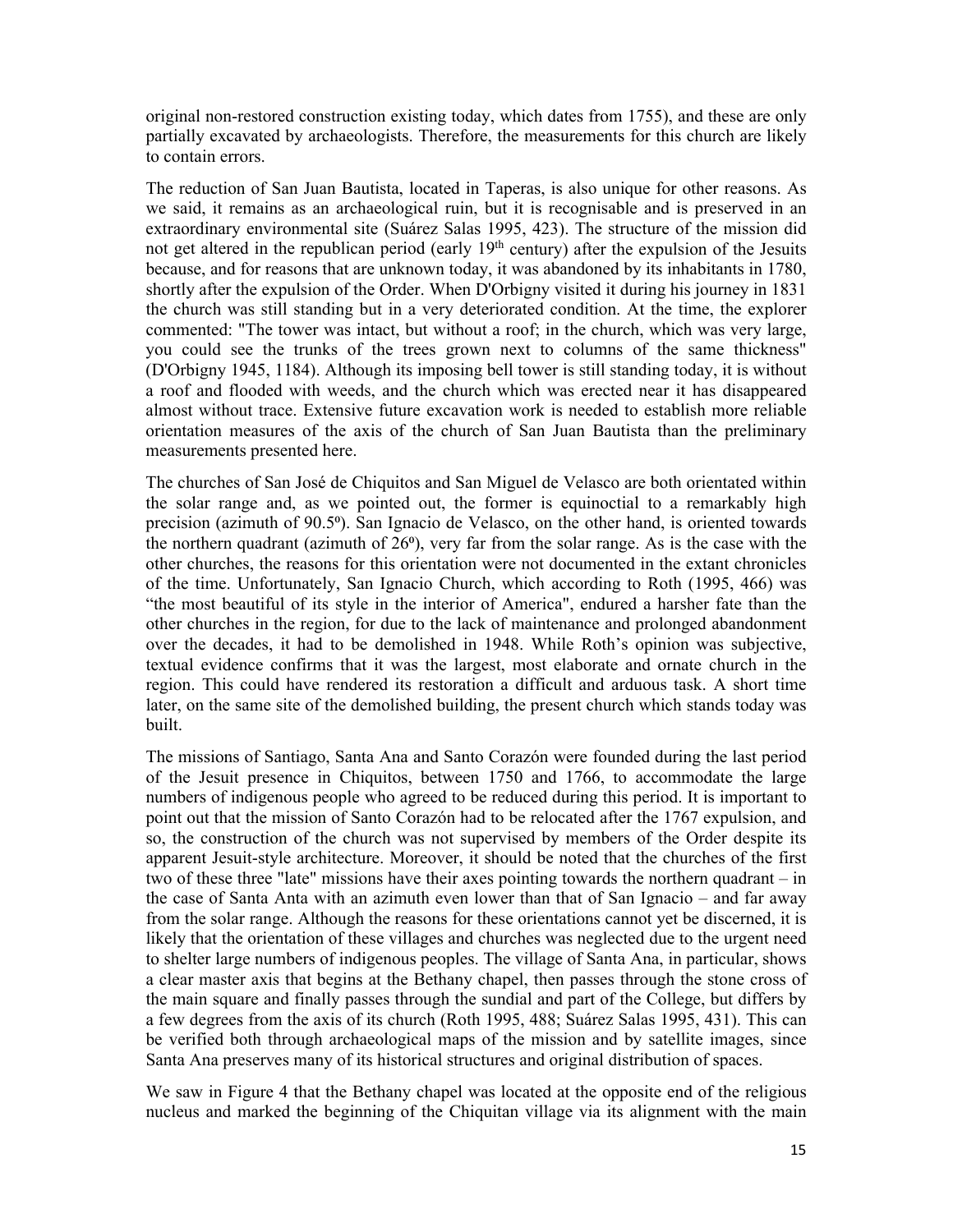original non-restored construction existing today, which dates from 1755), and these are only partially excavated by archaeologists. Therefore, the measurements for this church are likely to contain errors.

The reduction of San Juan Bautista, located in Taperas, is also unique for other reasons. As we said, it remains as an archaeological ruin, but it is recognisable and is preserved in an extraordinary environmental site (Suárez Salas 1995, 423). The structure of the mission did not get altered in the republican period (early 19th century) after the expulsion of the Jesuits because, and for reasons that are unknown today, it was abandoned by its inhabitants in 1780, shortly after the expulsion of the Order. When D'Orbigny visited it during his journey in 1831 the church was still standing but in a very deteriorated condition. At the time, the explorer commented: "The tower was intact, but without a roof; in the church, which was very large, you could see the trunks of the trees grown next to columns of the same thickness" (D'Orbigny 1945, 1184). Although its imposing bell tower is still standing today, it is without a roof and flooded with weeds, and the church which was erected near it has disappeared almost without trace. Extensive future excavation work is needed to establish more reliable orientation measures of the axis of the church of San Juan Bautista than the preliminary measurements presented here.

The churches of San José de Chiquitos and San Miguel de Velasco are both orientated within the solar range and, as we pointed out, the former is equinoctial to a remarkably high precision (azimuth of 90.5º). San Ignacio de Velasco, on the other hand, is oriented towards the northern quadrant (azimuth of 26º), very far from the solar range. As is the case with the other churches, the reasons for this orientation were not documented in the extant chronicles of the time. Unfortunately, San Ignacio Church, which according to Roth (1995, 466) was "the most beautiful of its style in the interior of America", endured a harsher fate than the other churches in the region, for due to the lack of maintenance and prolonged abandonment over the decades, it had to be demolished in 1948. While Roth's opinion was subjective, textual evidence confirms that it was the largest, most elaborate and ornate church in the region. This could have rendered its restoration a difficult and arduous task. A short time later, on the same site of the demolished building, the present church which stands today was built.

The missions of Santiago, Santa Ana and Santo Corazón were founded during the last period of the Jesuit presence in Chiquitos, between 1750 and 1766, to accommodate the large numbers of indigenous people who agreed to be reduced during this period. It is important to point out that the mission of Santo Corazón had to be relocated after the 1767 expulsion, and so, the construction of the church was not supervised by members of the Order despite its apparent Jesuit-style architecture. Moreover, it should be noted that the churches of the first two of these three "late" missions have their axes pointing towards the northern quadrant – in the case of Santa Anta with an azimuth even lower than that of San Ignacio – and far away from the solar range. Although the reasons for these orientations cannot yet be discerned, it is likely that the orientation of these villages and churches was neglected due to the urgent need to shelter large numbers of indigenous peoples. The village of Santa Ana, in particular, shows a clear master axis that begins at the Bethany chapel, then passes through the stone cross of the main square and finally passes through the sundial and part of the College, but differs by a few degrees from the axis of its church (Roth 1995, 488; Suárez Salas 1995, 431). This can be verified both through archaeological maps of the mission and by satellite images, since Santa Ana preserves many of its historical structures and original distribution of spaces.

We saw in Figure 4 that the Bethany chapel was located at the opposite end of the religious nucleus and marked the beginning of the Chiquitan village via its alignment with the main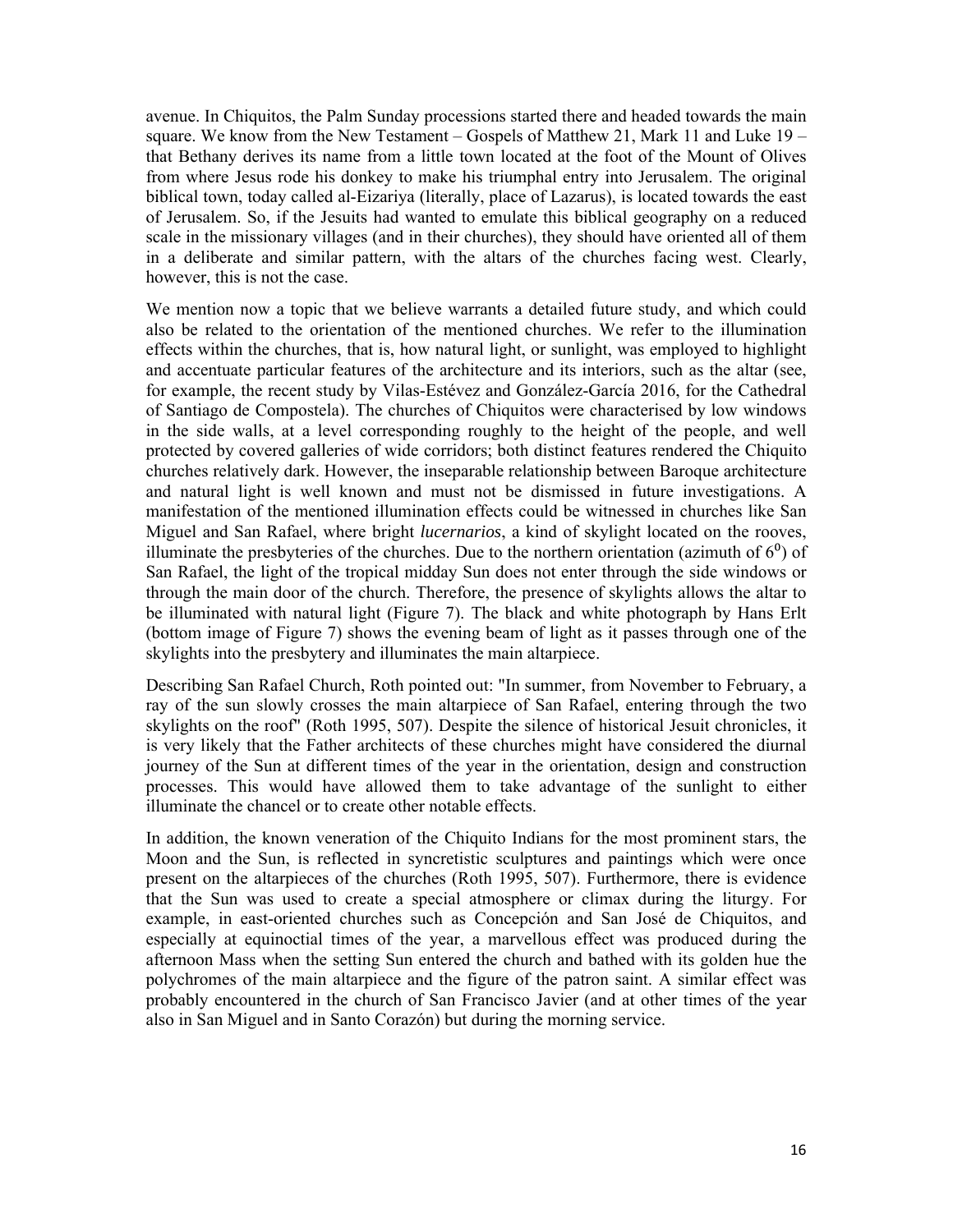avenue. In Chiquitos, the Palm Sunday processions started there and headed towards the main square. We know from the New Testament – Gospels of Matthew 21, Mark 11 and Luke 19 – that Bethany derives its name from a little town located at the foot of the Mount of Olives from where Jesus rode his donkey to make his triumphal entry into Jerusalem. The original biblical town, today called al-Eizariya (literally, place of Lazarus), is located towards the east of Jerusalem. So, if the Jesuits had wanted to emulate this biblical geography on a reduced scale in the missionary villages (and in their churches), they should have oriented all of them in a deliberate and similar pattern, with the altars of the churches facing west. Clearly, however, this is not the case.

We mention now a topic that we believe warrants a detailed future study, and which could also be related to the orientation of the mentioned churches. We refer to the illumination effects within the churches, that is, how natural light, or sunlight, was employed to highlight and accentuate particular features of the architecture and its interiors, such as the altar (see, for example, the recent study by Vilas-Estévez and González-García 2016, for the Cathedral of Santiago de Compostela). The churches of Chiquitos were characterised by low windows in the side walls, at a level corresponding roughly to the height of the people, and well protected by covered galleries of wide corridors; both distinct features rendered the Chiquito churches relatively dark. However, the inseparable relationship between Baroque architecture and natural light is well known and must not be dismissed in future investigations. A manifestation of the mentioned illumination effects could be witnessed in churches like San Miguel and San Rafael, where bright *lucernarios*, a kind of skylight located on the rooves, illuminate the presbyteries of the churches. Due to the northern orientation (azimuth of $6^0$) of San Rafael, the light of the tropical midday Sun does not enter through the side windows or through the main door of the church. Therefore, the presence of skylights allows the altar to be illuminated with natural light (Figure 7). The black and white photograph by Hans Erlt (bottom image of Figure 7) shows the evening beam of light as it passes through one of the skylights into the presbytery and illuminates the main altarpiece.

Describing San Rafael Church, Roth pointed out: "In summer, from November to February, a ray of the sun slowly crosses the main altarpiece of San Rafael, entering through the two skylights on the roof" (Roth 1995, 507). Despite the silence of historical Jesuit chronicles, it is very likely that the Father architects of these churches might have considered the diurnal journey of the Sun at different times of the year in the orientation, design and construction processes. This would have allowed them to take advantage of the sunlight to either illuminate the chancel or to create other notable effects.

In addition, the known veneration of the Chiquito Indians for the most prominent stars, the Moon and the Sun, is reflected in syncretistic sculptures and paintings which were once present on the altarpieces of the churches (Roth 1995, 507). Furthermore, there is evidence that the Sun was used to create a special atmosphere or climax during the liturgy. For example, in east-oriented churches such as Concepción and San José de Chiquitos, and especially at equinoctial times of the year, a marvellous effect was produced during the afternoon Mass when the setting Sun entered the church and bathed with its golden hue the polychromes of the main altarpiece and the figure of the patron saint. A similar effect was probably encountered in the church of San Francisco Javier (and at other times of the year also in San Miguel and in Santo Corazón) but during the morning service.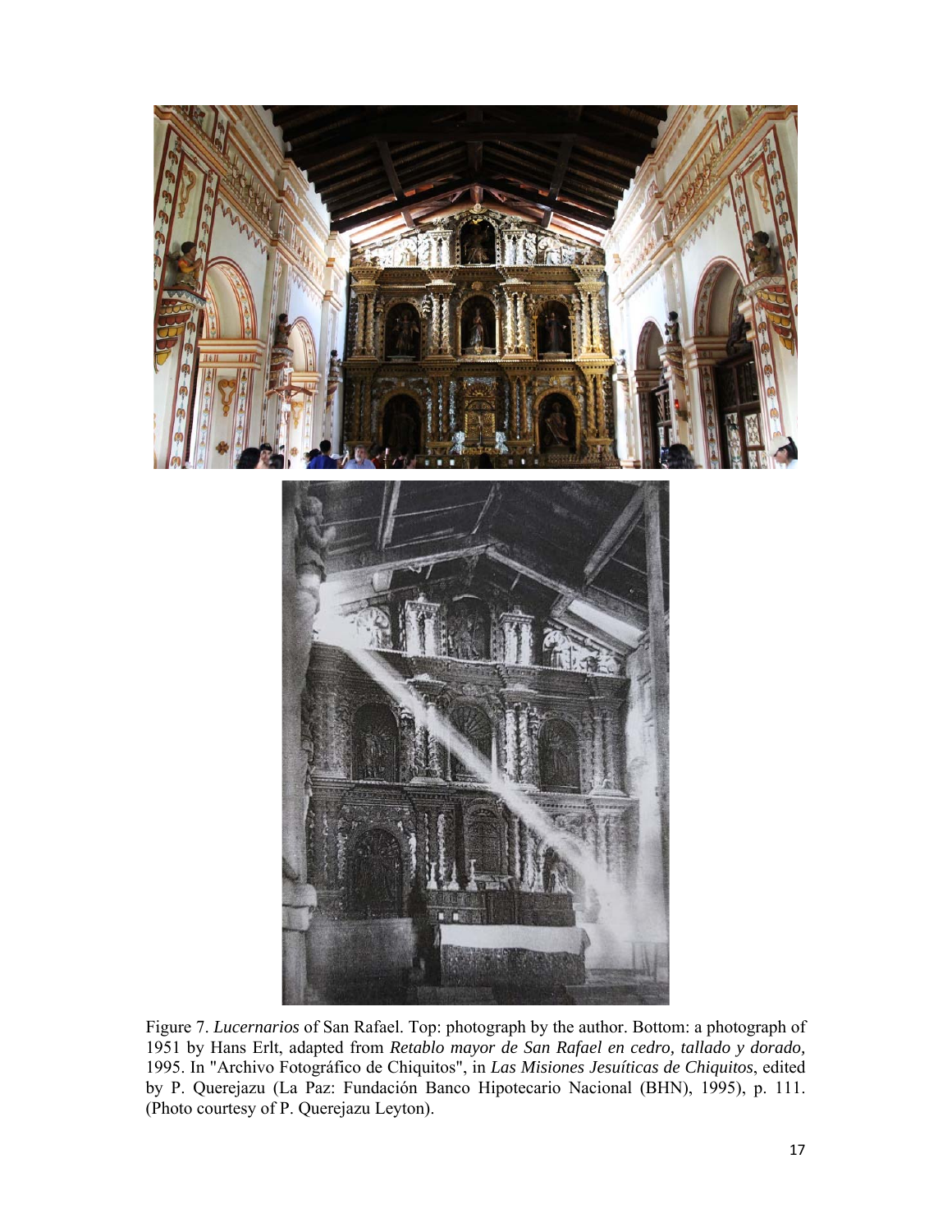Figure 7. *Lucernarios* of San Rafael. Top: photograph by the author. Bottom: a photograph of 1951 by Hans Erlt, adapted from *Retablo mayor de San Rafael en cedro, tallado y dorado,* 1995. In "Archivo Fotográfico de Chiquitos", in *Las Misiones Jesuíticas de Chiquitos*, edited by P. Querejazu (La Paz: Fundación Banco Hipotecario Nacional (BHN), 1995), p. 111. (Photo courtesy of P. Querejazu Leyton).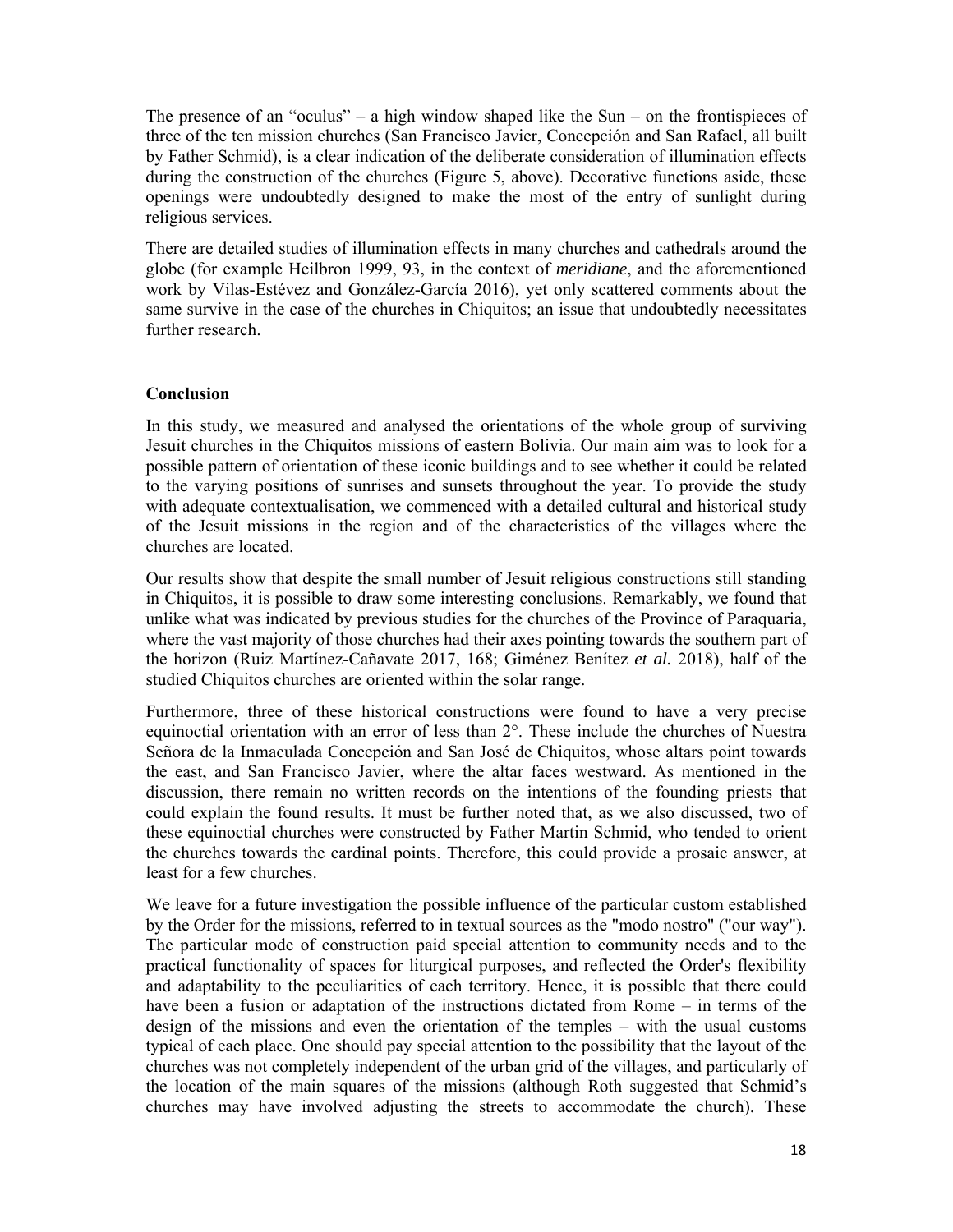The presence of an "oculus" – a high window shaped like the Sun – on the frontispieces of three of the ten mission churches (San Francisco Javier, Concepción and San Rafael, all built by Father Schmid), is a clear indication of the deliberate consideration of illumination effects during the construction of the churches (Figure 5, above). Decorative functions aside, these openings were undoubtedly designed to make the most of the entry of sunlight during religious services.

There are detailed studies of illumination effects in many churches and cathedrals around the globe (for example Heilbron 1999, 93, in the context of *meridiane*, and the aforementioned work by Vilas-Estévez and González-García 2016), yet only scattered comments about the same survive in the case of the churches in Chiquitos; an issue that undoubtedly necessitates further research.

## Conclusion

In this study, we measured and analysed the orientations of the whole group of surviving Jesuit churches in the Chiquitos missions of eastern Bolivia. Our main aim was to look for a possible pattern of orientation of these iconic buildings and to see whether it could be related to the varying positions of sunrises and sunsets throughout the year. To provide the study with adequate contextualisation, we commenced with a detailed cultural and historical study of the Jesuit missions in the region and of the characteristics of the villages where the churches are located.

Our results show that despite the small number of Jesuit religious constructions still standing in Chiquitos, it is possible to draw some interesting conclusions. Remarkably, we found that unlike what was indicated by previous studies for the churches of the Province of Paraquaria, where the vast majority of those churches had their axes pointing towards the southern part of the horizon (Ruiz Martínez-Cañavate 2017, 168; Giménez Benítez *et al.* 2018), half of the studied Chiquitos churches are oriented within the solar range.

Furthermore, three of these historical constructions were found to have a very precise equinoctial orientation with an error of less than 2°. These include the churches of Nuestra Señora de la Inmaculada Concepción and San José de Chiquitos, whose altars point towards the east, and San Francisco Javier, where the altar faces westward. As mentioned in the discussion, there remain no written records on the intentions of the founding priests that could explain the found results. It must be further noted that, as we also discussed, two of these equinoctial churches were constructed by Father Martin Schmid, who tended to orient the churches towards the cardinal points. Therefore, this could provide a prosaic answer, at least for a few churches.

We leave for a future investigation the possible influence of the particular custom established by the Order for the missions, referred to in textual sources as the "modo nostro" ("our way"). The particular mode of construction paid special attention to community needs and to the practical functionality of spaces for liturgical purposes, and reflected the Order's flexibility and adaptability to the peculiarities of each territory. Hence, it is possible that there could have been a fusion or adaptation of the instructions dictated from Rome – in terms of the design of the missions and even the orientation of the temples – with the usual customs typical of each place. One should pay special attention to the possibility that the layout of the churches was not completely independent of the urban grid of the villages, and particularly of the location of the main squares of the missions (although Roth suggested that Schmid's churches may have involved adjusting the streets to accommodate the church). These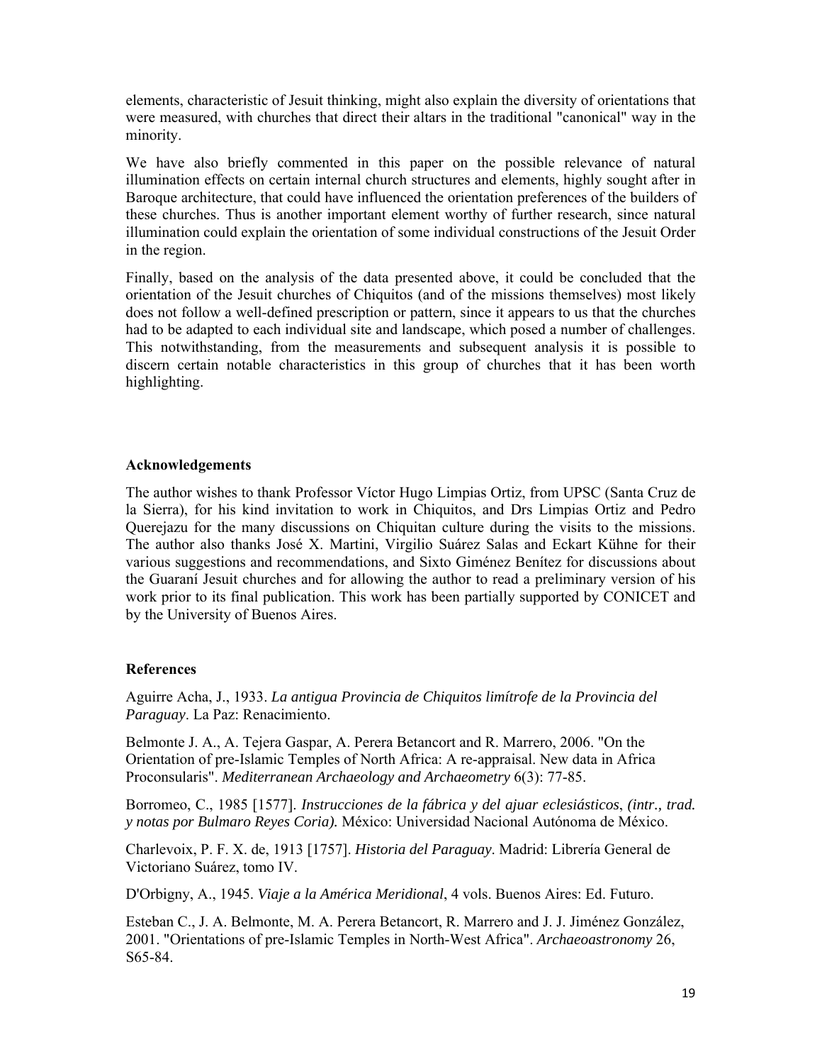elements, characteristic of Jesuit thinking, might also explain the diversity of orientations that were measured, with churches that direct their altars in the traditional "canonical" way in the minority.

We have also briefly commented in this paper on the possible relevance of natural illumination effects on certain internal church structures and elements, highly sought after in Baroque architecture, that could have influenced the orientation preferences of the builders of these churches. Thus is another important element worthy of further research, since natural illumination could explain the orientation of some individual constructions of the Jesuit Order in the region.

Finally, based on the analysis of the data presented above, it could be concluded that the orientation of the Jesuit churches of Chiquitos (and of the missions themselves) most likely does not follow a well-defined prescription or pattern, since it appears to us that the churches had to be adapted to each individual site and landscape, which posed a number of challenges. This notwithstanding, from the measurements and subsequent analysis it is possible to discern certain notable characteristics in this group of churches that it has been worth highlighting.

### Acknowledgements

The author wishes to thank Professor Víctor Hugo Limpias Ortiz, from UPSC (Santa Cruz de la Sierra), for his kind invitation to work in Chiquitos, and Drs Limpias Ortiz and Pedro Querejazu for the many discussions on Chiquitan culture during the visits to the missions. The author also thanks José X. Martini, Virgilio Suárez Salas and Eckart Kühne for their various suggestions and recommendations, and Sixto Giménez Benítez for discussions about the Guaraní Jesuit churches and for allowing the author to read a preliminary version of his work prior to its final publication. This work has been partially supported by CONICET and by the University of Buenos Aires.

### References

Aguirre Acha, J., 1933. *La antigua Provincia de Chiquitos limítrofe de la Provincia del Paraguay*. La Paz: Renacimiento.

Belmonte J. A., A. Tejera Gaspar, A. Perera Betancort and R. Marrero, 2006. "On the Orientation of pre-Islamic Temples of North Africa: A re-appraisal. New data in Africa Proconsularis". *Mediterranean Archaeology and Archaeometry* 6(3): 77-85.

Borromeo, C., 1985 [1577]. *Instrucciones de la fábrica y del ajuar eclesiásticos*, *(intr., trad. y notas por Bulmaro Reyes Coria).* México: Universidad Nacional Autónoma de México.

Charlevoix, P. F. X. de, 1913 [1757]. *Historia del Paraguay*. Madrid: Librería General de Victoriano Suárez, tomo IV.

D'Orbigny, A., 1945. *Viaje a la América Meridional*, 4 vols. Buenos Aires: Ed. Futuro.

Esteban C., J. A. Belmonte, M. A. Perera Betancort, R. Marrero and J. J. Jiménez González, 2001. "Orientations of pre-Islamic Temples in North-West Africa". *Archaeoastronomy* 26, S65-84.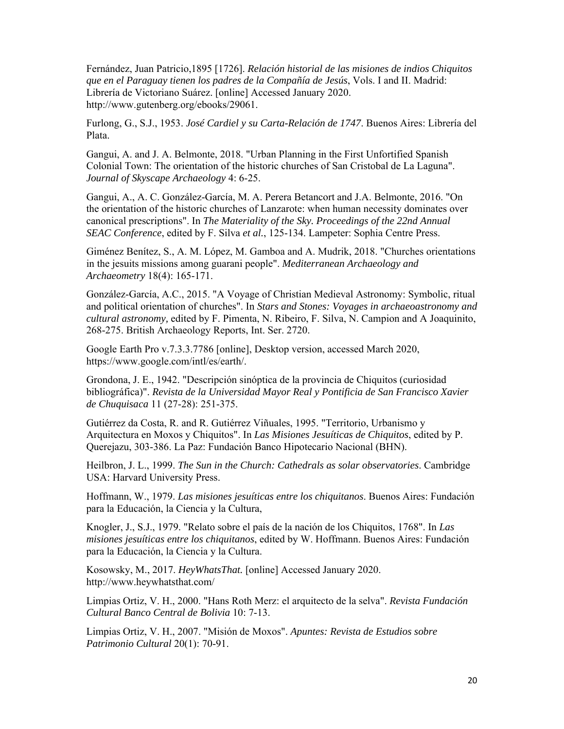Fernández, Juan Patricio,1895 [1726]. *Relación historial de las misiones de indios Chiquitos que en el Paraguay tienen los padres de la Compañía de Jesús*, Vols. I and II. Madrid: Librería de Victoriano Suárez. [online] Accessed January 2020. http://www.gutenberg.org/ebooks/29061.

Furlong, G., S.J., 1953. *José Cardiel y su Carta-Relación de 1747*. Buenos Aires: Librería del Plata.

Gangui, A. and J. A. Belmonte, 2018. "Urban Planning in the First Unfortified Spanish Colonial Town: The orientation of the historic churches of San Cristobal de La Laguna". *Journal of Skyscape Archaeology* 4: 6-25.

Gangui, A., A. C. González-García, M. A. Perera Betancort and J.A. Belmonte, 2016. "On the orientation of the historic churches of Lanzarote: when human necessity dominates over canonical prescriptions". In *The Materiality of the Sky. Proceedings of the 22nd Annual SEAC Conference*, edited by F. Silva *et al.*, 125-134. Lampeter: Sophia Centre Press.

Giménez Benítez, S., A. M. López, M. Gamboa and A. Mudrik, 2018. "Churches orientations in the jesuits missions among guarani people". *Mediterranean Archaeology and Archaeometry* 18(4): 165-171.

González-García, A.C., 2015. "A Voyage of Christian Medieval Astronomy: Symbolic, ritual and political orientation of churches". In *Stars and Stones: Voyages in archaeoastronomy and cultural astronomy,* edited by F. Pimenta, N. Ribeiro, F. Silva, N. Campion and A Joaquinito, 268-275. British Archaeology Reports, Int. Ser. 2720.

Google Earth Pro v.7.3.3.7786 [online], Desktop version, accessed March 2020, https://www.google.com/intl/es/earth/.

Grondona, J. E., 1942. "Descripción sinóptica de la provincia de Chiquitos (curiosidad bibliográfica)". *Revista de la Universidad Mayor Real y Pontificia de San Francisco Xavier de Chuquisaca* 11 (27-28): 251-375.

Gutiérrez da Costa, R. and R. Gutiérrez Viñuales, 1995. "Territorio, Urbanismo y Arquitectura en Moxos y Chiquitos". In *Las Misiones Jesuíticas de Chiquitos*, edited by P. Querejazu, 303-386. La Paz: Fundación Banco Hipotecario Nacional (BHN).

Heilbron, J. L., 1999. *The Sun in the Church: Cathedrals as solar observatories*. Cambridge USA: Harvard University Press.

Hoffmann, W., 1979. *Las misiones jesuíticas entre los chiquitanos*. Buenos Aires: Fundación para la Educación, la Ciencia y la Cultura,

Knogler, J., S.J., 1979. "Relato sobre el país de la nación de los Chiquitos, 1768". In *Las misiones jesuíticas entre los chiquitanos*, edited by W. Hoffmann. Buenos Aires: Fundación para la Educación, la Ciencia y la Cultura.

Kosowsky, M., 2017. *HeyWhatsThat.* [online] Accessed January 2020. http://www.heywhatsthat.com/

Limpias Ortiz, V. H., 2000. "Hans Roth Merz: el arquitecto de la selva". *Revista Fundación Cultural Banco Central de Bolivia* 10: 7-13.

Limpias Ortiz, V. H., 2007. "Misión de Moxos". *Apuntes: Revista de Estudios sobre Patrimonio Cultural* 20(1): 70-91.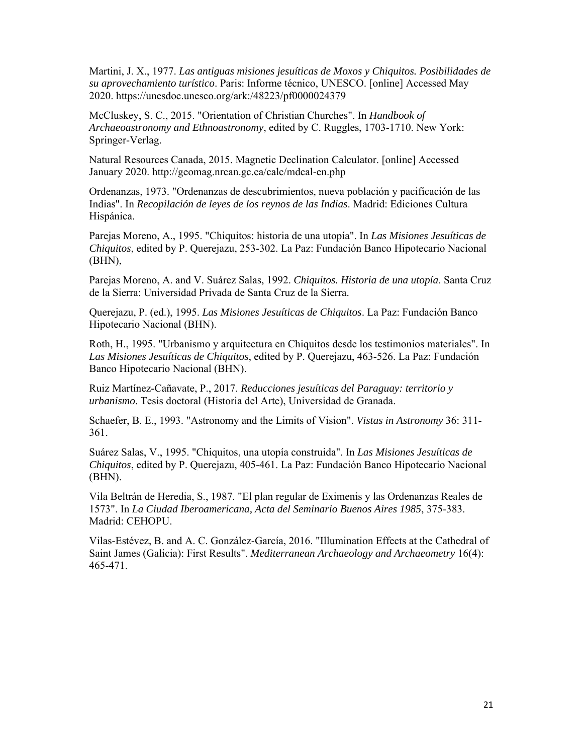Martini, J. X., 1977. *Las antiguas misiones jesuíticas de Moxos y Chiquitos. Posibilidades de su aprovechamiento turístico*. Paris: Informe técnico, UNESCO. [online] Accessed May 2020. https://unesdoc.unesco.org/ark:/48223/pf0000024379

McCluskey, S. C., 2015. "Orientation of Christian Churches". In *Handbook of Archaeoastronomy and Ethnoastronomy*, edited by C. Ruggles, 1703-1710. New York: Springer-Verlag.

Natural Resources Canada, 2015. Magnetic Declination Calculator. [online] Accessed January 2020. http://geomag.nrcan.gc.ca/calc/mdcal-en.php

Ordenanzas, 1973. "Ordenanzas de descubrimientos, nueva población y pacificación de las Indias". In *Recopilación de leyes de los reynos de las Indias*. Madrid: Ediciones Cultura Hispánica.

Parejas Moreno, A., 1995. "Chiquitos: historia de una utopía". In *Las Misiones Jesuíticas de Chiquitos*, edited by P. Querejazu, 253-302. La Paz: Fundación Banco Hipotecario Nacional (BHN),

Parejas Moreno, A. and V. Suárez Salas, 1992. *Chiquitos. Historia de una utopía*. Santa Cruz de la Sierra: Universidad Privada de Santa Cruz de la Sierra.

Querejazu, P. (ed.), 1995. *Las Misiones Jesuíticas de Chiquitos*. La Paz: Fundación Banco Hipotecario Nacional (BHN).

Roth, H., 1995. "Urbanismo y arquitectura en Chiquitos desde los testimonios materiales". In *Las Misiones Jesuíticas de Chiquitos*, edited by P. Querejazu, 463-526. La Paz: Fundación Banco Hipotecario Nacional (BHN).

Ruiz Martínez-Cañavate, P., 2017. *Reducciones jesuíticas del Paraguay: territorio y urbanismo*. Tesis doctoral (Historia del Arte), Universidad de Granada.

Schaefer, B. E., 1993. "Astronomy and the Limits of Vision". *Vistas in Astronomy* 36: 311-361.

Suárez Salas, V., 1995. "Chiquitos, una utopía construida". In *Las Misiones Jesuíticas de Chiquitos*, edited by P. Querejazu, 405-461. La Paz: Fundación Banco Hipotecario Nacional (BHN).

Vila Beltrán de Heredia, S., 1987. "El plan regular de Eximenis y las Ordenanzas Reales de 1573". In *La Ciudad Iberoamericana, Acta del Seminario Buenos Aires 1985*, 375-383. Madrid: CEHOPU.

Vilas-Estévez, B. and A. C. González-García, 2016. "Illumination Effects at the Cathedral of Saint James (Galicia): First Results". *Mediterranean Archaeology and Archaeometry* 16(4): 465-471.